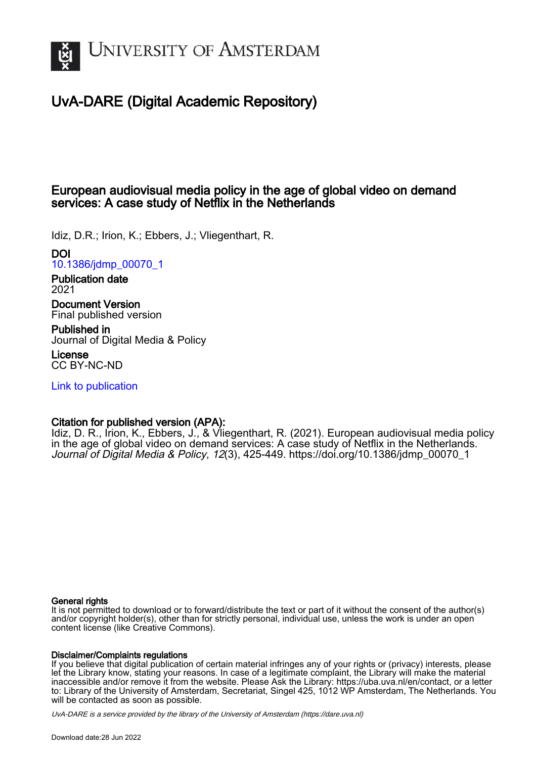University of Amsterdam

# UvA-DARE (Digital Academic Repository)

## European audiovisual media policy in the age of global video on demand services: A case study of Netflix in the Netherlands

Idiz, D.R.; Irion, K.; Ebbers, J.; Vliegenthart, R.

**DOI**
10.1386/jdmp_00070_1

**Publication date**
2021

**Document Version**
Final published version

**Published in**
Journal of Digital Media & Policy

**License**
CC BY-NC-ND

Link to publication

**Citation for published version (APA):**
Idiz, D. R., Irion, K., Ebbers, J., & Vliegenthart, R. (2021). European audiovisual media policy in the age of global video on demand services: A case study of Netflix in the Netherlands. *Journal of Digital Media & Policy*, *12*(3), 425-449. https://doi.org/10.1386/jdmp_00070_1

**General rights**
It is not permitted to download or to forward/distribute the text or part of it without the consent of the author(s) and/or copyright holder(s), other than for strictly personal, individual use, unless the work is under an open content license (like Creative Commons).

**Disclaimer/Complaints regulations**
If you believe that digital publication of certain material infringes any of your rights or (privacy) interests, please let the Library know, stating your reasons. In case of a legitimate complaint, the Library will make the material inaccessible and/or remove it from the website. Please Ask the Library: https://uba.uva.nl/en/contact, or a letter to: Library of the University of Amsterdam, Secretariat, Singel 425, 1012 WP Amsterdam, The Netherlands. You will be contacted as soon as possible.

*UvA-DARE is a service provided by the library of the University of Amsterdam (https://dare.uva.nl)*

Download date:28 Jun 2022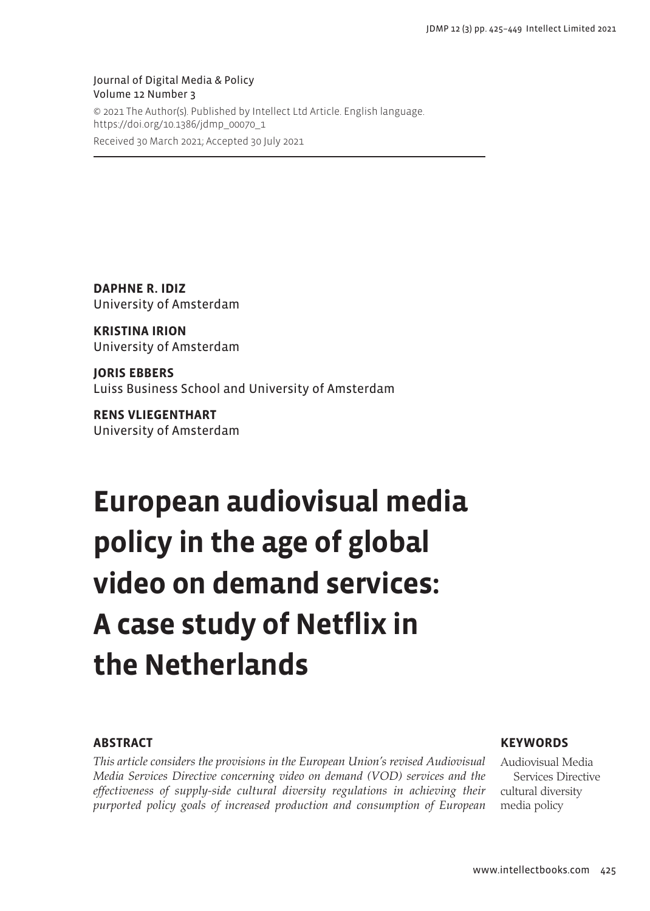Journal of Digital Media & Policy
Volume 12 Number 3

© 2021 The Author(s). Published by Intellect Ltd Article. English language.
https://doi.org/10.1386/jdmp_00070_1

Received 30 March 2021; Accepted 30 July 2021

**DAPHNE R. IDIZ**
University of Amsterdam

**KRISTINA IRION**
University of Amsterdam

**JORIS EBBERS**
Luiss Business School and University of Amsterdam

**RENS VLIEGENTHART**
University of Amsterdam

# European audiovisual media policy in the age of global video on demand services: A case study of Netflix in the Netherlands

## ABSTRACT

*This article considers the provisions in the European Union's revised Audiovisual Media Services Directive concerning video on demand (VOD) services and the effectiveness of supply-side cultural diversity regulations in achieving their purported policy goals of increased production and consumption of European*

## KEYWORDS

Audiovisual Media Services Directive
cultural diversity
media policy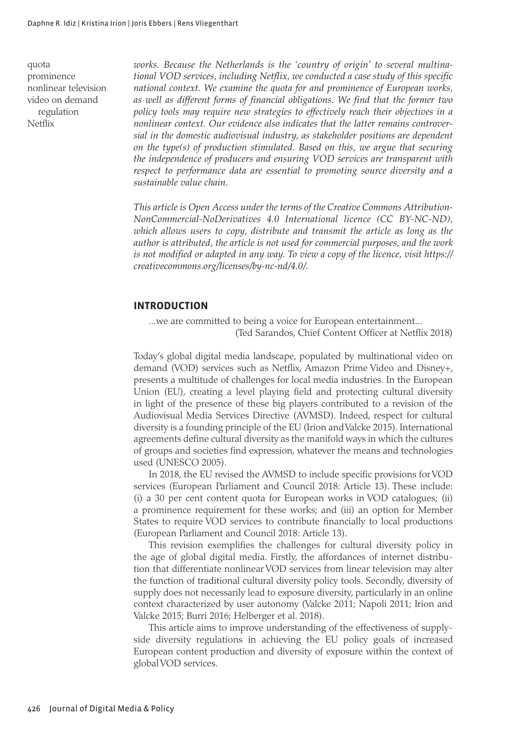quota
prominence
nonlinear television
video on demand regulation
Netflix

*works. Because the Netherlands is the 'country of origin' to several multinational VOD services, including Netflix, we conducted a case study of this specific national context. We examine the quota for and prominence of European works, as well as different forms of financial obligations. We find that the former two policy tools may require new strategies to effectively reach their objectives in a nonlinear context. Our evidence also indicates that the latter remains controversial in the domestic audiovisual industry, as stakeholder positions are dependent on the type(s) of production stimulated. Based on this, we argue that securing the independence of producers and ensuring VOD services are transparent with respect to performance data are essential to promoting source diversity and a sustainable value chain.*

*This article is Open Access under the terms of the Creative Commons Attribution-NonCommercial-NoDerivatives 4.0 International licence (CC BY-NC-ND), which allows users to copy, distribute and transmit the article as long as the author is attributed, the article is not used for commercial purposes, and the work is not modified or adapted in any way. To view a copy of the licence, visit https://creativecommons.org/licenses/by-nc-nd/4.0/.*

## INTRODUCTION

> ...we are committed to being a voice for European entertainment...
> (Ted Sarandos, Chief Content Officer at Netflix 2018)

Today's global digital media landscape, populated by multinational video on demand (VOD) services such as Netflix, Amazon Prime Video and Disney+, presents a multitude of challenges for local media industries. In the European Union (EU), creating a level playing field and protecting cultural diversity in light of the presence of these big players contributed to a revision of the Audiovisual Media Services Directive (AVMSD). Indeed, respect for cultural diversity is a founding principle of the EU (Irion and Valcke 2015). International agreements define cultural diversity as the manifold ways in which the cultures of groups and societies find expression, whatever the means and technologies used (UNESCO 2005).

In 2018, the EU revised the AVMSD to include specific provisions for VOD services (European Parliament and Council 2018: Article 13). These include: (i) a 30 per cent content quota for European works in VOD catalogues; (ii) a prominence requirement for these works; and (iii) an option for Member States to require VOD services to contribute financially to local productions (European Parliament and Council 2018: Article 13).

This revision exemplifies the challenges for cultural diversity policy in the age of global digital media. Firstly, the affordances of internet distribution that differentiate nonlinear VOD services from linear television may alter the function of traditional cultural diversity policy tools. Secondly, diversity of supply does not necessarily lead to exposure diversity, particularly in an online context characterized by user autonomy (Valcke 2011; Napoli 2011; Irion and Valcke 2015; Burri 2016; Helberger et al. 2018).

This article aims to improve understanding of the effectiveness of supply-side diversity regulations in achieving the EU policy goals of increased European content production and diversity of exposure within the context of global VOD services.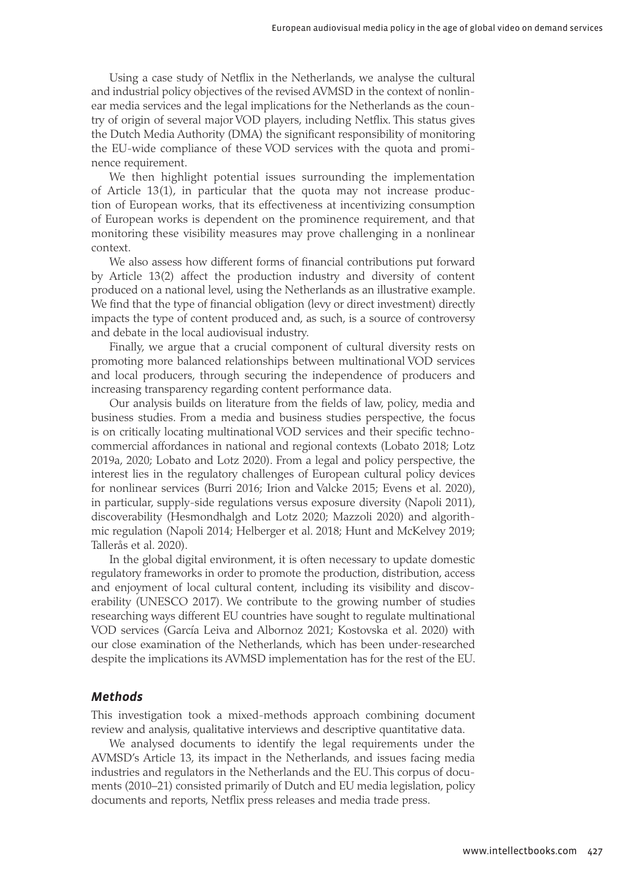Using a case study of Netflix in the Netherlands, we analyse the cultural and industrial policy objectives of the revised AVMSD in the context of nonlinear media services and the legal implications for the Netherlands as the country of origin of several major VOD players, including Netflix. This status gives the Dutch Media Authority (DMA) the significant responsibility of monitoring the EU-wide compliance of these VOD services with the quota and prominence requirement.

We then highlight potential issues surrounding the implementation of Article 13(1), in particular that the quota may not increase production of European works, that its effectiveness at incentivizing consumption of European works is dependent on the prominence requirement, and that monitoring these visibility measures may prove challenging in a nonlinear context.

We also assess how different forms of financial contributions put forward by Article 13(2) affect the production industry and diversity of content produced on a national level, using the Netherlands as an illustrative example. We find that the type of financial obligation (levy or direct investment) directly impacts the type of content produced and, as such, is a source of controversy and debate in the local audiovisual industry.

Finally, we argue that a crucial component of cultural diversity rests on promoting more balanced relationships between multinational VOD services and local producers, through securing the independence of producers and increasing transparency regarding content performance data.

Our analysis builds on literature from the fields of law, policy, media and business studies. From a media and business studies perspective, the focus is on critically locating multinational VOD services and their specific techno-commercial affordances in national and regional contexts (Lobato 2018; Lotz 2019a, 2020; Lobato and Lotz 2020). From a legal and policy perspective, the interest lies in the regulatory challenges of European cultural policy devices for nonlinear services (Burri 2016; Irion and Valcke 2015; Evens et al. 2020), in particular, supply-side regulations versus exposure diversity (Napoli 2011), discoverability (Hesmondhalgh and Lotz 2020; Mazzoli 2020) and algorithmic regulation (Napoli 2014; Helberger et al. 2018; Hunt and McKelvey 2019; Tallerås et al. 2020).

In the global digital environment, it is often necessary to update domestic regulatory frameworks in order to promote the production, distribution, access and enjoyment of local cultural content, including its visibility and discoverability (UNESCO 2017). We contribute to the growing number of studies researching ways different EU countries have sought to regulate multinational VOD services (García Leiva and Albornoz 2021; Kostovska et al. 2020) with our close examination of the Netherlands, which has been under-researched despite the implications its AVMSD implementation has for the rest of the EU.

## *Methods*

This investigation took a mixed-methods approach combining document review and analysis, qualitative interviews and descriptive quantitative data.

We analysed documents to identify the legal requirements under the AVMSD's Article 13, its impact in the Netherlands, and issues facing media industries and regulators in the Netherlands and the EU. This corpus of documents (2010–21) consisted primarily of Dutch and EU media legislation, policy documents and reports, Netflix press releases and media trade press.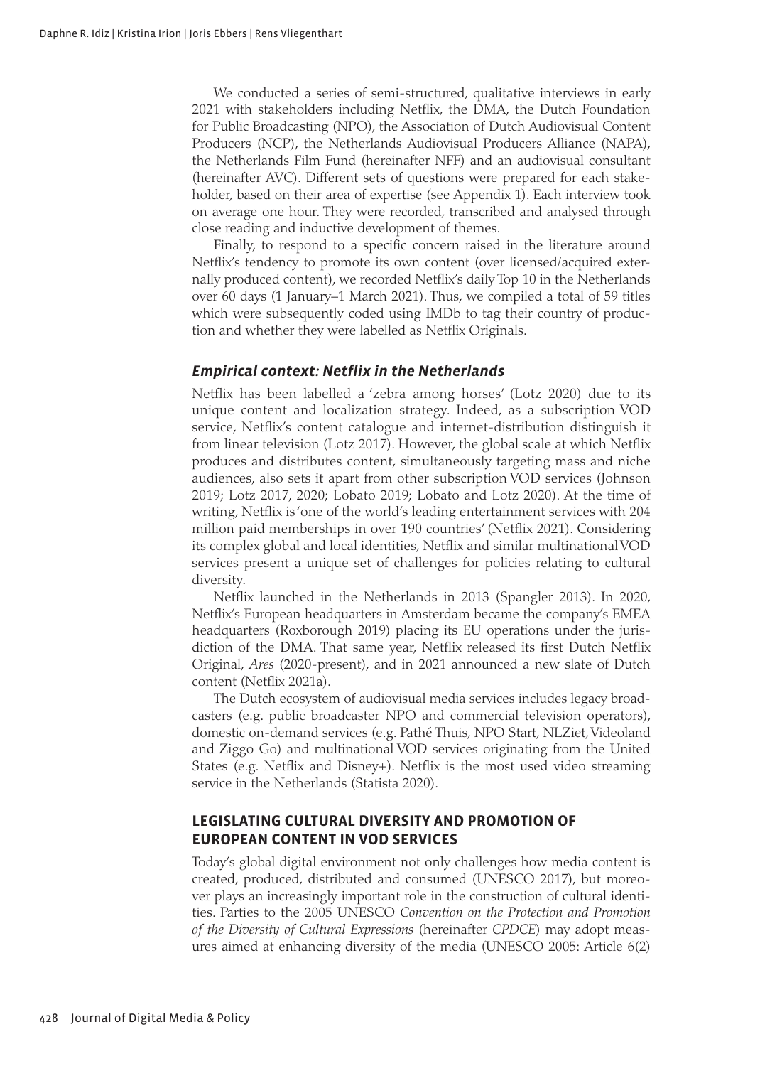We conducted a series of semi-structured, qualitative interviews in early 2021 with stakeholders including Netflix, the DMA, the Dutch Foundation for Public Broadcasting (NPO), the Association of Dutch Audiovisual Content Producers (NCP), the Netherlands Audiovisual Producers Alliance (NAPA), the Netherlands Film Fund (hereinafter NFF) and an audiovisual consultant (hereinafter AVC). Different sets of questions were prepared for each stakeholder, based on their area of expertise (see Appendix 1). Each interview took on average one hour. They were recorded, transcribed and analysed through close reading and inductive development of themes.

Finally, to respond to a specific concern raised in the literature around Netflix's tendency to promote its own content (over licensed/acquired externally produced content), we recorded Netflix's daily Top 10 in the Netherlands over 60 days (1 January–1 March 2021). Thus, we compiled a total of 59 titles which were subsequently coded using IMDb to tag their country of production and whether they were labelled as Netflix Originals.

### *Empirical context: Netflix in the Netherlands*

Netflix has been labelled a 'zebra among horses' (Lotz 2020) due to its unique content and localization strategy. Indeed, as a subscription VOD service, Netflix's content catalogue and internet-distribution distinguish it from linear television (Lotz 2017). However, the global scale at which Netflix produces and distributes content, simultaneously targeting mass and niche audiences, also sets it apart from other subscription VOD services (Johnson 2019; Lotz 2017, 2020; Lobato 2019; Lobato and Lotz 2020). At the time of writing, Netflix is 'one of the world's leading entertainment services with 204 million paid memberships in over 190 countries' (Netflix 2021). Considering its complex global and local identities, Netflix and similar multinational VOD services present a unique set of challenges for policies relating to cultural diversity.

Netflix launched in the Netherlands in 2013 (Spangler 2013). In 2020, Netflix's European headquarters in Amsterdam became the company's EMEA headquarters (Roxborough 2019) placing its EU operations under the jurisdiction of the DMA. That same year, Netflix released its first Dutch Netflix Original, *Ares* (2020-present), and in 2021 announced a new slate of Dutch content (Netflix 2021a).

The Dutch ecosystem of audiovisual media services includes legacy broadcasters (e.g. public broadcaster NPO and commercial television operators), domestic on-demand services (e.g. Pathé Thuis, NPO Start, NLZiet, Videoland and Ziggo Go) and multinational VOD services originating from the United States (e.g. Netflix and Disney+). Netflix is the most used video streaming service in the Netherlands (Statista 2020).

## LEGISLATING CULTURAL DIVERSITY AND PROMOTION OF EUROPEAN CONTENT IN VOD SERVICES

Today's global digital environment not only challenges how media content is created, produced, distributed and consumed (UNESCO 2017), but moreover plays an increasingly important role in the construction of cultural identities. Parties to the 2005 UNESCO *Convention on the Protection and Promotion of the Diversity of Cultural Expressions* (hereinafter *CPDCE*) may adopt measures aimed at enhancing diversity of the media (UNESCO 2005: Article 6(2)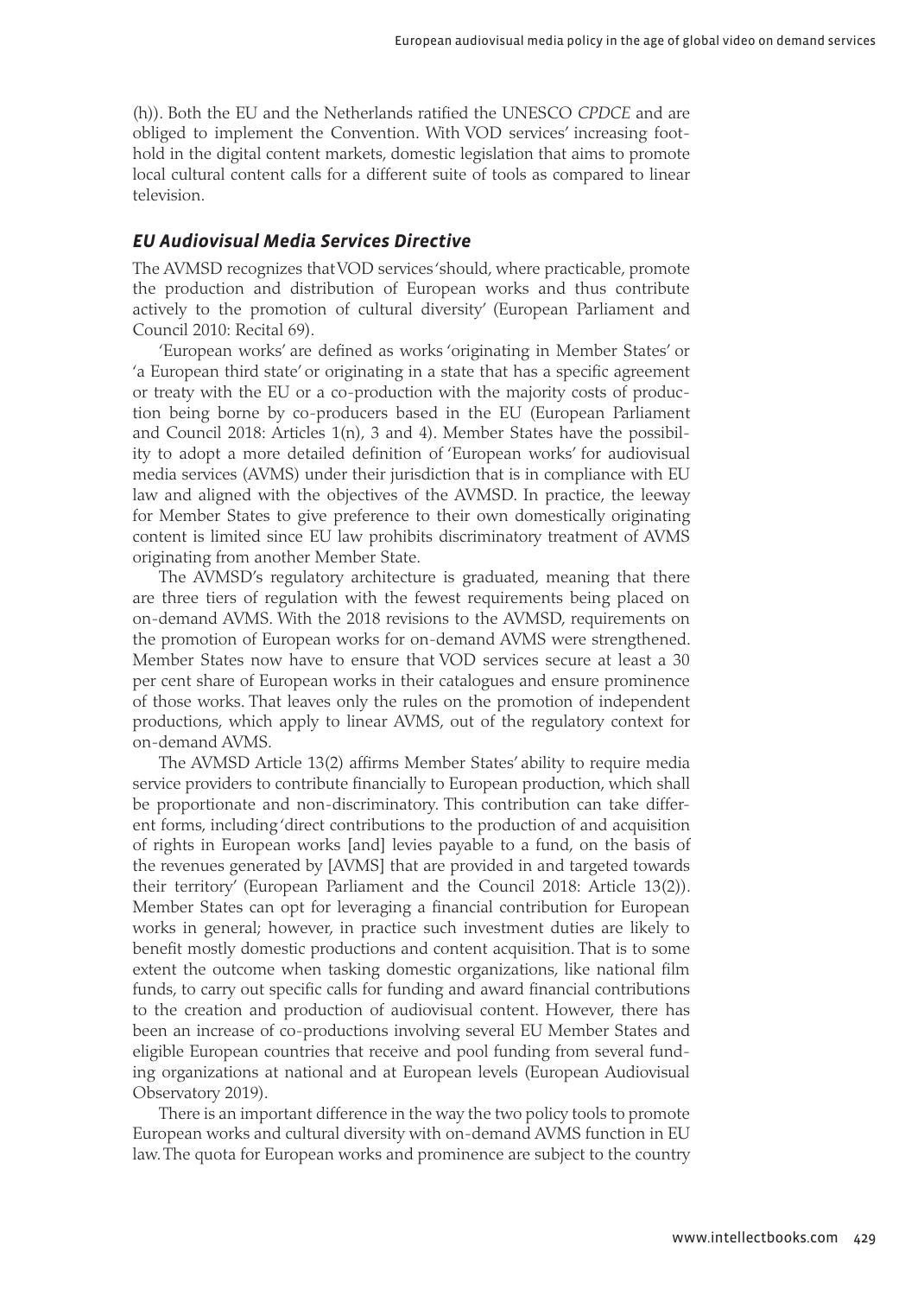(h)). Both the EU and the Netherlands ratified the UNESCO *CPDCE* and are obliged to implement the Convention. With VOD services' increasing foothold in the digital content markets, domestic legislation that aims to promote local cultural content calls for a different suite of tools as compared to linear television.

### *EU Audiovisual Media Services Directive*

The AVMSD recognizes that VOD services 'should, where practicable, promote the production and distribution of European works and thus contribute actively to the promotion of cultural diversity' (European Parliament and Council 2010: Recital 69).

'European works' are defined as works 'originating in Member States' or 'a European third state' or originating in a state that has a specific agreement or treaty with the EU or a co-production with the majority costs of production being borne by co-producers based in the EU (European Parliament and Council 2018: Articles 1(n), 3 and 4). Member States have the possibility to adopt a more detailed definition of 'European works' for audiovisual media services (AVMS) under their jurisdiction that is in compliance with EU law and aligned with the objectives of the AVMSD. In practice, the leeway for Member States to give preference to their own domestically originating content is limited since EU law prohibits discriminatory treatment of AVMS originating from another Member State.

The AVMSD's regulatory architecture is graduated, meaning that there are three tiers of regulation with the fewest requirements being placed on on-demand AVMS. With the 2018 revisions to the AVMSD, requirements on the promotion of European works for on-demand AVMS were strengthened. Member States now have to ensure that VOD services secure at least a 30 per cent share of European works in their catalogues and ensure prominence of those works. That leaves only the rules on the promotion of independent productions, which apply to linear AVMS, out of the regulatory context for on-demand AVMS.

The AVMSD Article 13(2) affirms Member States' ability to require media service providers to contribute financially to European production, which shall be proportionate and non-discriminatory. This contribution can take different forms, including 'direct contributions to the production of and acquisition of rights in European works [and] levies payable to a fund, on the basis of the revenues generated by [AVMS] that are provided in and targeted towards their territory' (European Parliament and the Council 2018: Article 13(2)). Member States can opt for leveraging a financial contribution for European works in general; however, in practice such investment duties are likely to benefit mostly domestic productions and content acquisition. That is to some extent the outcome when tasking domestic organizations, like national film funds, to carry out specific calls for funding and award financial contributions to the creation and production of audiovisual content. However, there has been an increase of co-productions involving several EU Member States and eligible European countries that receive and pool funding from several funding organizations at national and at European levels (European Audiovisual Observatory 2019).

There is an important difference in the way the two policy tools to promote European works and cultural diversity with on-demand AVMS function in EU law. The quota for European works and prominence are subject to the country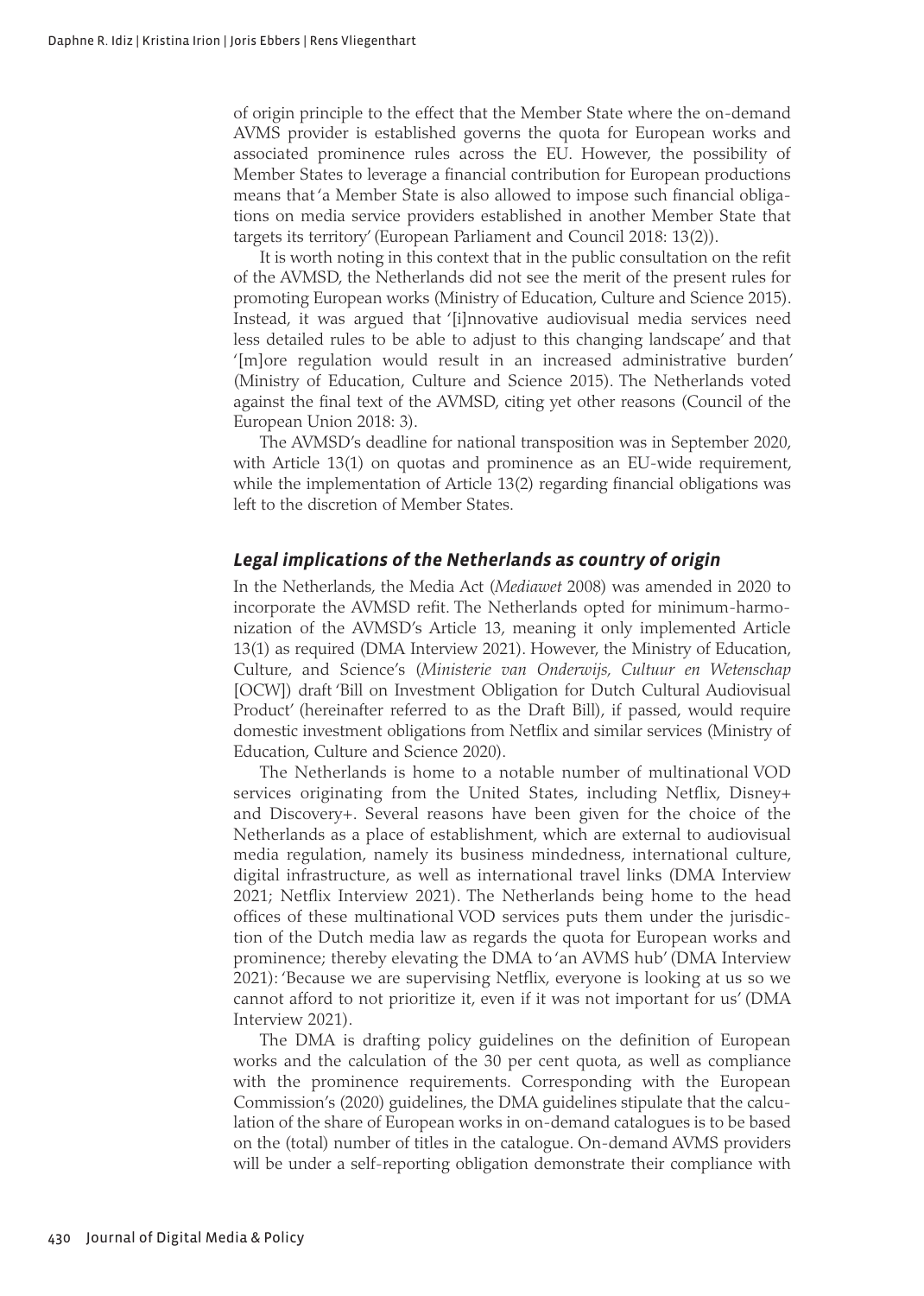of origin principle to the effect that the Member State where the on-demand AVMS provider is established governs the quota for European works and associated prominence rules across the EU. However, the possibility of Member States to leverage a financial contribution for European productions means that 'a Member State is also allowed to impose such financial obligations on media service providers established in another Member State that targets its territory' (European Parliament and Council 2018: 13(2)).

It is worth noting in this context that in the public consultation on the refit of the AVMSD, the Netherlands did not see the merit of the present rules for promoting European works (Ministry of Education, Culture and Science 2015). Instead, it was argued that '[i]nnovative audiovisual media services need less detailed rules to be able to adjust to this changing landscape' and that '[m]ore regulation would result in an increased administrative burden' (Ministry of Education, Culture and Science 2015). The Netherlands voted against the final text of the AVMSD, citing yet other reasons (Council of the European Union 2018: 3).

The AVMSD's deadline for national transposition was in September 2020, with Article 13(1) on quotas and prominence as an EU-wide requirement, while the implementation of Article 13(2) regarding financial obligations was left to the discretion of Member States.

## *Legal implications of the Netherlands as country of origin*

In the Netherlands, the Media Act (*Mediawet* 2008) was amended in 2020 to incorporate the AVMSD refit. The Netherlands opted for minimum-harmonization of the AVMSD's Article 13, meaning it only implemented Article 13(1) as required (DMA Interview 2021). However, the Ministry of Education, Culture, and Science's (*Ministerie van Onderwijs, Cultuur en Wetenschap* [OCW]) draft 'Bill on Investment Obligation for Dutch Cultural Audiovisual Product' (hereinafter referred to as the Draft Bill), if passed, would require domestic investment obligations from Netflix and similar services (Ministry of Education, Culture and Science 2020).

The Netherlands is home to a notable number of multinational VOD services originating from the United States, including Netflix, Disney+ and Discovery+. Several reasons have been given for the choice of the Netherlands as a place of establishment, which are external to audiovisual media regulation, namely its business mindedness, international culture, digital infrastructure, as well as international travel links (DMA Interview 2021; Netflix Interview 2021). The Netherlands being home to the head offices of these multinational VOD services puts them under the jurisdiction of the Dutch media law as regards the quota for European works and prominence; thereby elevating the DMA to 'an AVMS hub' (DMA Interview 2021): 'Because we are supervising Netflix, everyone is looking at us so we cannot afford to not prioritize it, even if it was not important for us' (DMA Interview 2021).

The DMA is drafting policy guidelines on the definition of European works and the calculation of the 30 per cent quota, as well as compliance with the prominence requirements. Corresponding with the European Commission's (2020) guidelines, the DMA guidelines stipulate that the calculation of the share of European works in on-demand catalogues is to be based on the (total) number of titles in the catalogue. On-demand AVMS providers will be under a self-reporting obligation demonstrate their compliance with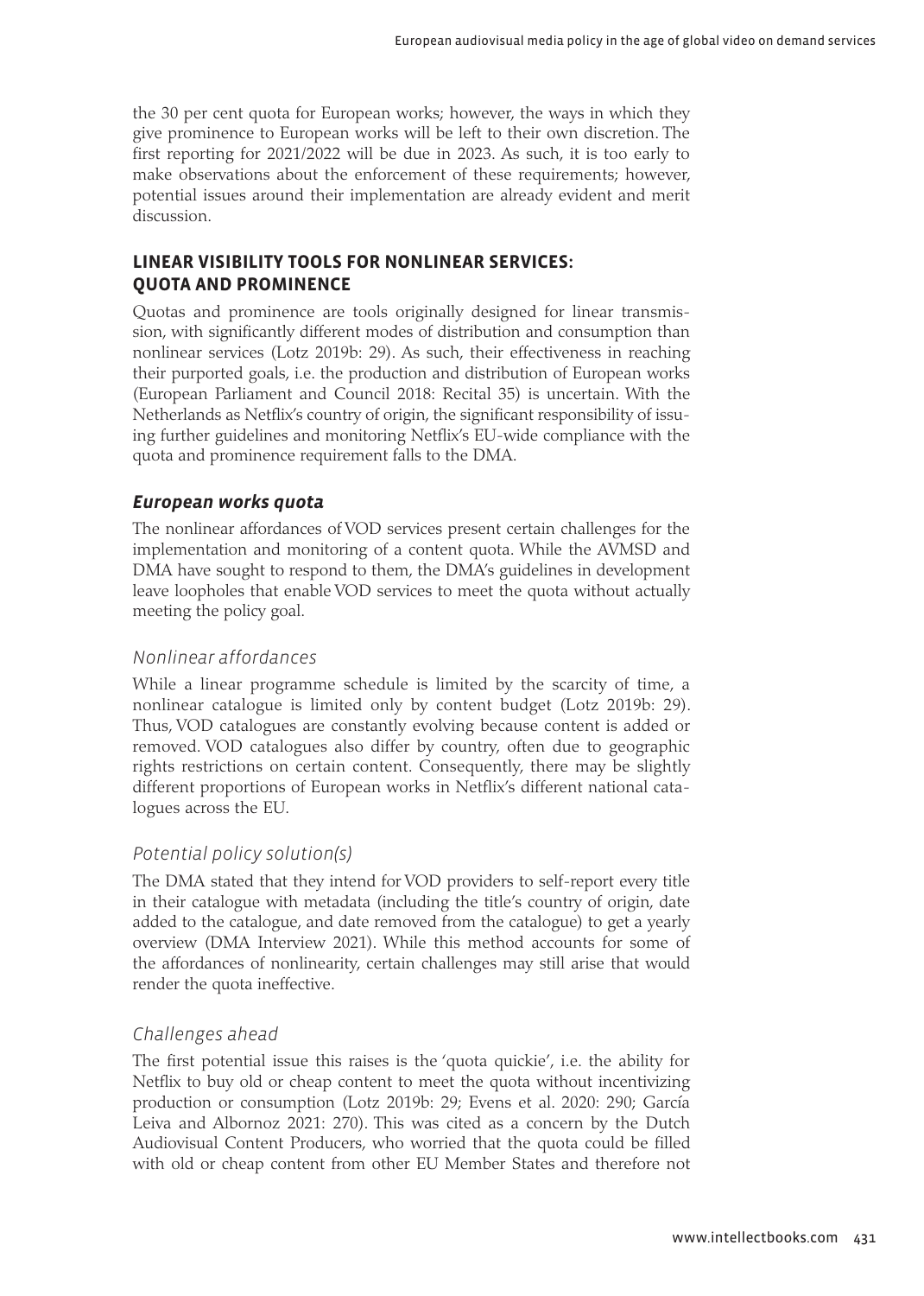the 30 per cent quota for European works; however, the ways in which they give prominence to European works will be left to their own discretion. The first reporting for 2021/2022 will be due in 2023. As such, it is too early to make observations about the enforcement of these requirements; however, potential issues around their implementation are already evident and merit discussion.

## LINEAR VISIBILITY TOOLS FOR NONLINEAR SERVICES: QUOTA AND PROMINENCE

Quotas and prominence are tools originally designed for linear transmission, with significantly different modes of distribution and consumption than nonlinear services (Lotz 2019b: 29). As such, their effectiveness in reaching their purported goals, i.e. the production and distribution of European works (European Parliament and Council 2018: Recital 35) is uncertain. With the Netherlands as Netflix's country of origin, the significant responsibility of issuing further guidelines and monitoring Netflix's EU-wide compliance with the quota and prominence requirement falls to the DMA.

### *European works quota*

The nonlinear affordances of VOD services present certain challenges for the implementation and monitoring of a content quota. While the AVMSD and DMA have sought to respond to them, the DMA's guidelines in development leave loopholes that enable VOD services to meet the quota without actually meeting the policy goal.

#### *Nonlinear affordances*

While a linear programme schedule is limited by the scarcity of time, a nonlinear catalogue is limited only by content budget (Lotz 2019b: 29). Thus, VOD catalogues are constantly evolving because content is added or removed. VOD catalogues also differ by country, often due to geographic rights restrictions on certain content. Consequently, there may be slightly different proportions of European works in Netflix's different national catalogues across the EU.

#### *Potential policy solution(s)*

The DMA stated that they intend for VOD providers to self-report every title in their catalogue with metadata (including the title's country of origin, date added to the catalogue, and date removed from the catalogue) to get a yearly overview (DMA Interview 2021). While this method accounts for some of the affordances of nonlinearity, certain challenges may still arise that would render the quota ineffective.

#### *Challenges ahead*

The first potential issue this raises is the 'quota quickie', i.e. the ability for Netflix to buy old or cheap content to meet the quota without incentivizing production or consumption (Lotz 2019b: 29; Evens et al. 2020: 290; García Leiva and Albornoz 2021: 270). This was cited as a concern by the Dutch Audiovisual Content Producers, who worried that the quota could be filled with old or cheap content from other EU Member States and therefore not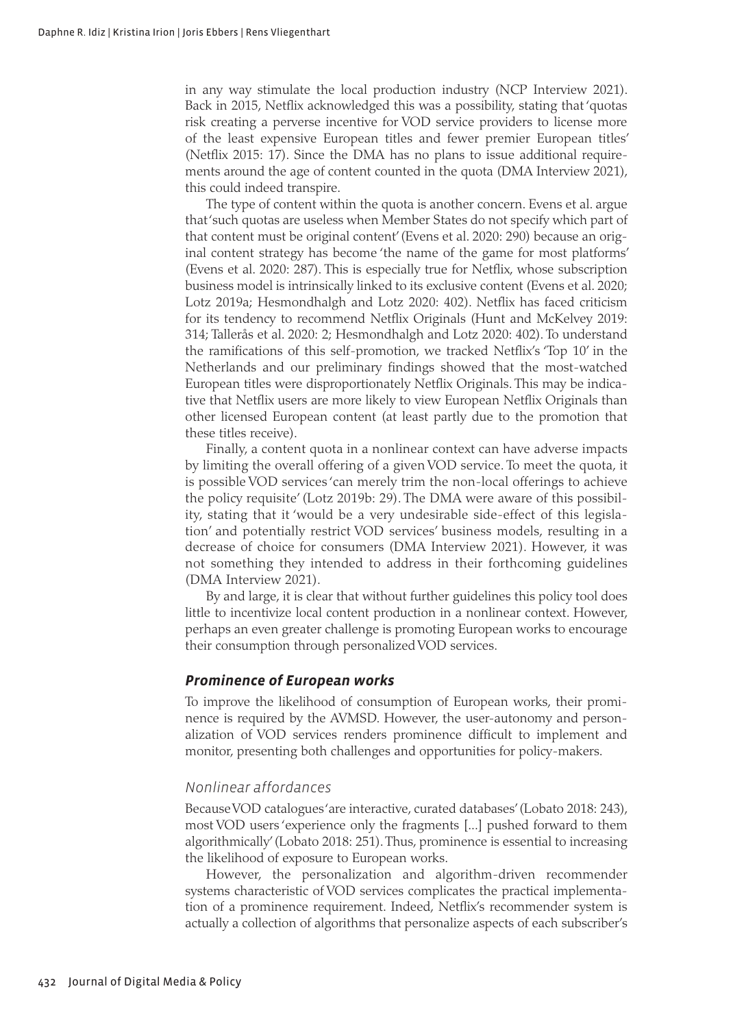in any way stimulate the local production industry (NCP Interview 2021). Back in 2015, Netflix acknowledged this was a possibility, stating that 'quotas risk creating a perverse incentive for VOD service providers to license more of the least expensive European titles and fewer premier European titles' (Netflix 2015: 17). Since the DMA has no plans to issue additional requirements around the age of content counted in the quota (DMA Interview 2021), this could indeed transpire.

The type of content within the quota is another concern. Evens et al. argue that 'such quotas are useless when Member States do not specify which part of that content must be original content' (Evens et al. 2020: 290) because an original content strategy has become 'the name of the game for most platforms' (Evens et al. 2020: 287). This is especially true for Netflix, whose subscription business model is intrinsically linked to its exclusive content (Evens et al. 2020; Lotz 2019a; Hesmondhalgh and Lotz 2020: 402). Netflix has faced criticism for its tendency to recommend Netflix Originals (Hunt and McKelvey 2019: 314; Tallerås et al. 2020: 2; Hesmondhalgh and Lotz 2020: 402). To understand the ramifications of this self-promotion, we tracked Netflix's 'Top 10' in the Netherlands and our preliminary findings showed that the most-watched European titles were disproportionately Netflix Originals. This may be indicative that Netflix users are more likely to view European Netflix Originals than other licensed European content (at least partly due to the promotion that these titles receive).

Finally, a content quota in a nonlinear context can have adverse impacts by limiting the overall offering of a given VOD service. To meet the quota, it is possible VOD services 'can merely trim the non-local offerings to achieve the policy requisite' (Lotz 2019b: 29). The DMA were aware of this possibility, stating that it 'would be a very undesirable side-effect of this legislation' and potentially restrict VOD services' business models, resulting in a decrease of choice for consumers (DMA Interview 2021). However, it was not something they intended to address in their forthcoming guidelines (DMA Interview 2021).

By and large, it is clear that without further guidelines this policy tool does little to incentivize local content production in a nonlinear context. However, perhaps an even greater challenge is promoting European works to encourage their consumption through personalized VOD services.

### *Prominence of European works*

To improve the likelihood of consumption of European works, their prominence is required by the AVMSD. However, the user-autonomy and personalization of VOD services renders prominence difficult to implement and monitor, presenting both challenges and opportunities for policy-makers.

#### *Nonlinear affordances*

Because VOD catalogues 'are interactive, curated databases' (Lobato 2018: 243), most VOD users 'experience only the fragments [...] pushed forward to them algorithmically' (Lobato 2018: 251). Thus, prominence is essential to increasing the likelihood of exposure to European works.

However, the personalization and algorithm-driven recommender systems characteristic of VOD services complicates the practical implementation of a prominence requirement. Indeed, Netflix's recommender system is actually a collection of algorithms that personalize aspects of each subscriber's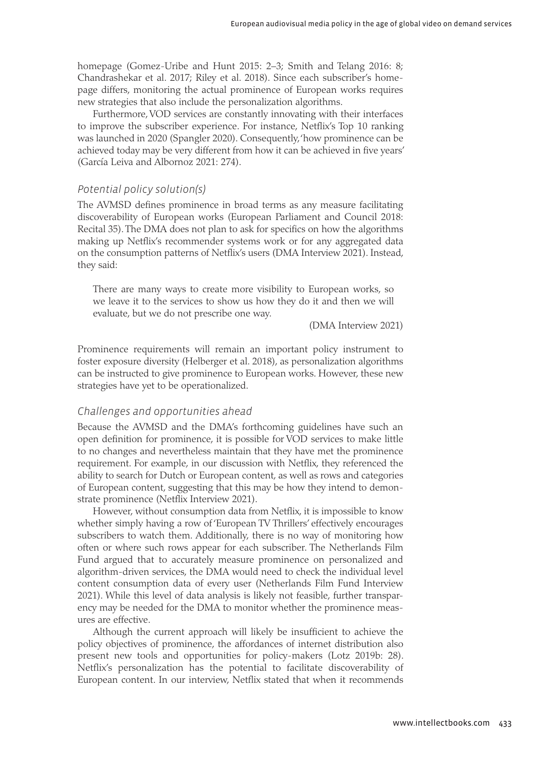homepage (Gomez-Uribe and Hunt 2015: 2–3; Smith and Telang 2016: 8; Chandrashekar et al. 2017; Riley et al. 2018). Since each subscriber's homepage differs, monitoring the actual prominence of European works requires new strategies that also include the personalization algorithms.

Furthermore, VOD services are constantly innovating with their interfaces to improve the subscriber experience. For instance, Netflix's Top 10 ranking was launched in 2020 (Spangler 2020). Consequently, 'how prominence can be achieved today may be very different from how it can be achieved in five years' (García Leiva and Albornoz 2021: 274).

### *Potential policy solution(s)*

The AVMSD defines prominence in broad terms as any measure facilitating discoverability of European works (European Parliament and Council 2018: Recital 35). The DMA does not plan to ask for specifics on how the algorithms making up Netflix's recommender systems work or for any aggregated data on the consumption patterns of Netflix's users (DMA Interview 2021). Instead, they said:

> There are many ways to create more visibility to European works, so we leave it to the services to show us how they do it and then we will evaluate, but we do not prescribe one way.
>
> (DMA Interview 2021)

Prominence requirements will remain an important policy instrument to foster exposure diversity (Helberger et al. 2018), as personalization algorithms can be instructed to give prominence to European works. However, these new strategies have yet to be operationalized.

### *Challenges and opportunities ahead*

Because the AVMSD and the DMA's forthcoming guidelines have such an open definition for prominence, it is possible for VOD services to make little to no changes and nevertheless maintain that they have met the prominence requirement. For example, in our discussion with Netflix, they referenced the ability to search for Dutch or European content, as well as rows and categories of European content, suggesting that this may be how they intend to demonstrate prominence (Netflix Interview 2021).

However, without consumption data from Netflix, it is impossible to know whether simply having a row of 'European TV Thrillers' effectively encourages subscribers to watch them. Additionally, there is no way of monitoring how often or where such rows appear for each subscriber. The Netherlands Film Fund argued that to accurately measure prominence on personalized and algorithm-driven services, the DMA would need to check the individual level content consumption data of every user (Netherlands Film Fund Interview 2021). While this level of data analysis is likely not feasible, further transparency may be needed for the DMA to monitor whether the prominence measures are effective.

Although the current approach will likely be insufficient to achieve the policy objectives of prominence, the affordances of internet distribution also present new tools and opportunities for policy-makers (Lotz 2019b: 28). Netflix's personalization has the potential to facilitate discoverability of European content. In our interview, Netflix stated that when it recommends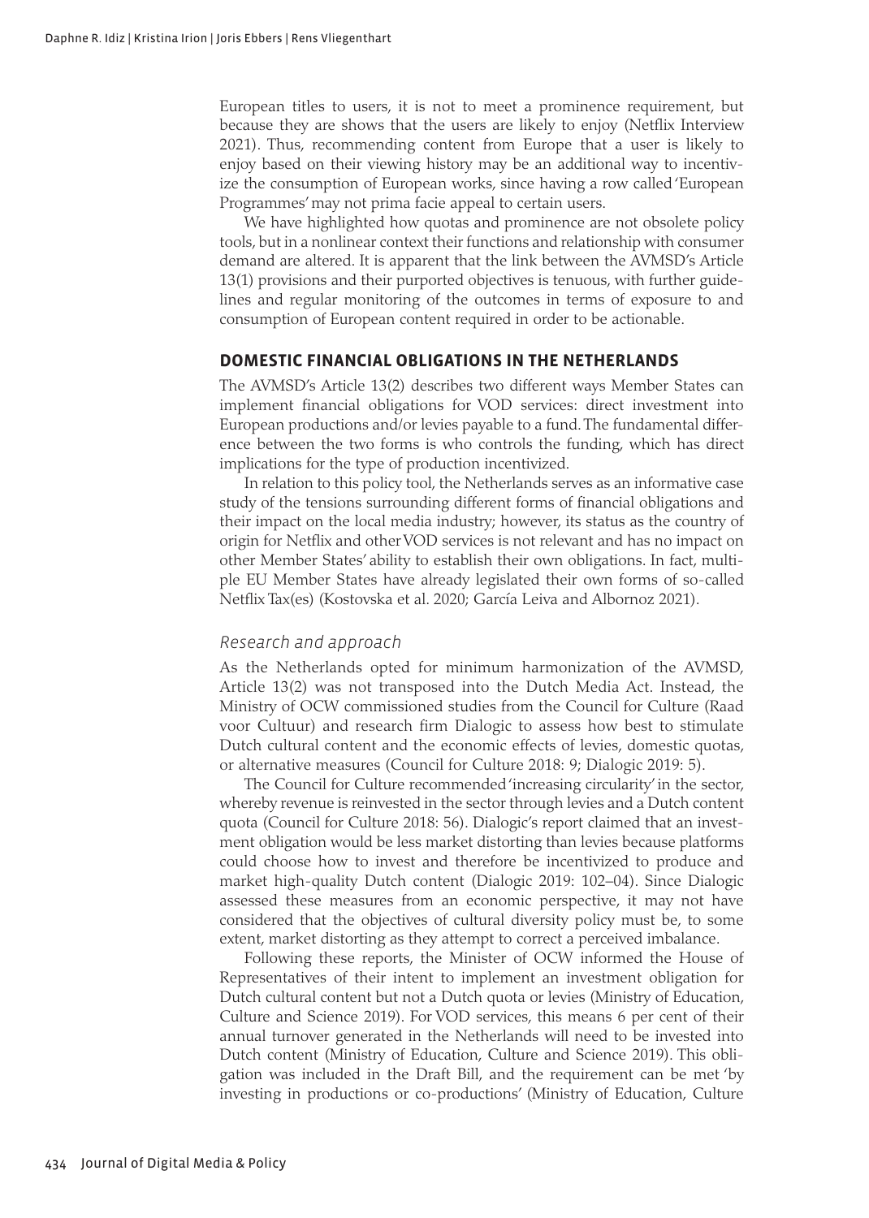European titles to users, it is not to meet a prominence requirement, but because they are shows that the users are likely to enjoy (Netflix Interview 2021). Thus, recommending content from Europe that a user is likely to enjoy based on their viewing history may be an additional way to incentivize the consumption of European works, since having a row called 'European Programmes' may not prima facie appeal to certain users.

We have highlighted how quotas and prominence are not obsolete policy tools, but in a nonlinear context their functions and relationship with consumer demand are altered. It is apparent that the link between the AVMSD's Article 13(1) provisions and their purported objectives is tenuous, with further guidelines and regular monitoring of the outcomes in terms of exposure to and consumption of European content required in order to be actionable.

## DOMESTIC FINANCIAL OBLIGATIONS IN THE NETHERLANDS

The AVMSD's Article 13(2) describes two different ways Member States can implement financial obligations for VOD services: direct investment into European productions and/or levies payable to a fund. The fundamental difference between the two forms is who controls the funding, which has direct implications for the type of production incentivized.

In relation to this policy tool, the Netherlands serves as an informative case study of the tensions surrounding different forms of financial obligations and their impact on the local media industry; however, its status as the country of origin for Netflix and other VOD services is not relevant and has no impact on other Member States' ability to establish their own obligations. In fact, multiple EU Member States have already legislated their own forms of so-called Netflix Tax(es) (Kostovska et al. 2020; García Leiva and Albornoz 2021).

### *Research and approach*

As the Netherlands opted for minimum harmonization of the AVMSD, Article 13(2) was not transposed into the Dutch Media Act. Instead, the Ministry of OCW commissioned studies from the Council for Culture (Raad voor Cultuur) and research firm Dialogic to assess how best to stimulate Dutch cultural content and the economic effects of levies, domestic quotas, or alternative measures (Council for Culture 2018: 9; Dialogic 2019: 5).

The Council for Culture recommended 'increasing circularity' in the sector, whereby revenue is reinvested in the sector through levies and a Dutch content quota (Council for Culture 2018: 56). Dialogic's report claimed that an investment obligation would be less market distorting than levies because platforms could choose how to invest and therefore be incentivized to produce and market high-quality Dutch content (Dialogic 2019: 102–04). Since Dialogic assessed these measures from an economic perspective, it may not have considered that the objectives of cultural diversity policy must be, to some extent, market distorting as they attempt to correct a perceived imbalance.

Following these reports, the Minister of OCW informed the House of Representatives of their intent to implement an investment obligation for Dutch cultural content but not a Dutch quota or levies (Ministry of Education, Culture and Science 2019). For VOD services, this means 6 per cent of their annual turnover generated in the Netherlands will need to be invested into Dutch content (Ministry of Education, Culture and Science 2019). This obligation was included in the Draft Bill, and the requirement can be met 'by investing in productions or co-productions' (Ministry of Education, Culture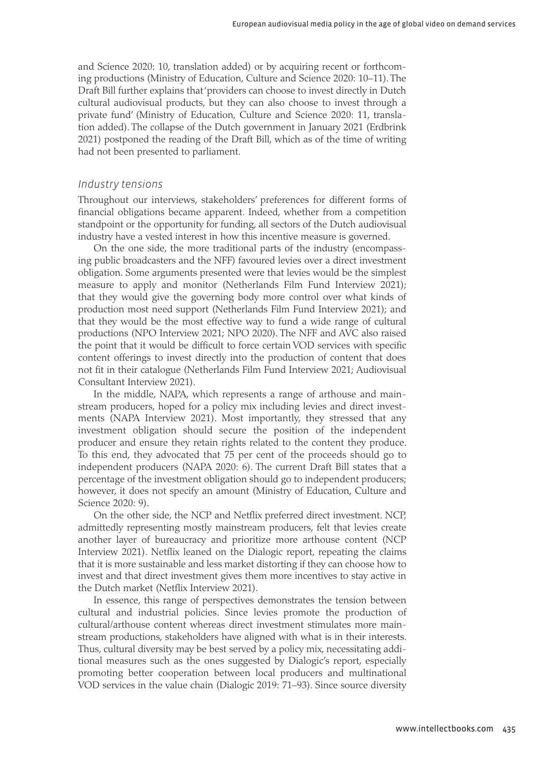and Science 2020: 10, translation added) or by acquiring recent or forthcoming productions (Ministry of Education, Culture and Science 2020: 10–11). The Draft Bill further explains that 'providers can choose to invest directly in Dutch cultural audiovisual products, but they can also choose to invest through a private fund' (Ministry of Education, Culture and Science 2020: 11, translation added). The collapse of the Dutch government in January 2021 (Erdbrink 2021) postponed the reading of the Draft Bill, which as of the time of writing had not been presented to parliament.

### *Industry tensions*

Throughout our interviews, stakeholders' preferences for different forms of financial obligations became apparent. Indeed, whether from a competition standpoint or the opportunity for funding, all sectors of the Dutch audiovisual industry have a vested interest in how this incentive measure is governed.

On the one side, the more traditional parts of the industry (encompassing public broadcasters and the NFF) favoured levies over a direct investment obligation. Some arguments presented were that levies would be the simplest measure to apply and monitor (Netherlands Film Fund Interview 2021); that they would give the governing body more control over what kinds of production most need support (Netherlands Film Fund Interview 2021); and that they would be the most effective way to fund a wide range of cultural productions (NPO Interview 2021; NPO 2020). The NFF and AVC also raised the point that it would be difficult to force certain VOD services with specific content offerings to invest directly into the production of content that does not fit in their catalogue (Netherlands Film Fund Interview 2021; Audiovisual Consultant Interview 2021).

In the middle, NAPA, which represents a range of arthouse and mainstream producers, hoped for a policy mix including levies and direct investments (NAPA Interview 2021). Most importantly, they stressed that any investment obligation should secure the position of the independent producer and ensure they retain rights related to the content they produce. To this end, they advocated that 75 per cent of the proceeds should go to independent producers (NAPA 2020: 6). The current Draft Bill states that a percentage of the investment obligation should go to independent producers; however, it does not specify an amount (Ministry of Education, Culture and Science 2020: 9).

On the other side, the NCP and Netflix preferred direct investment. NCP, admittedly representing mostly mainstream producers, felt that levies create another layer of bureaucracy and prioritize more arthouse content (NCP Interview 2021). Netflix leaned on the Dialogic report, repeating the claims that it is more sustainable and less market distorting if they can choose how to invest and that direct investment gives them more incentives to stay active in the Dutch market (Netflix Interview 2021).

In essence, this range of perspectives demonstrates the tension between cultural and industrial policies. Since levies promote the production of cultural/arthouse content whereas direct investment stimulates more mainstream productions, stakeholders have aligned with what is in their interests. Thus, cultural diversity may be best served by a policy mix, necessitating additional measures such as the ones suggested by Dialogic's report, especially promoting better cooperation between local producers and multinational VOD services in the value chain (Dialogic 2019: 71–93). Since source diversity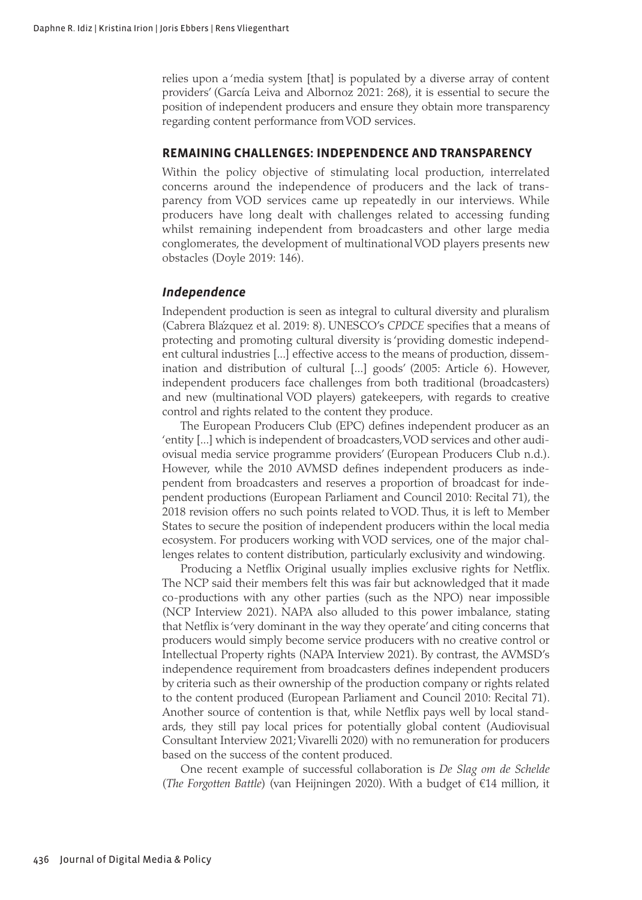relies upon a 'media system [that] is populated by a diverse array of content providers' (García Leiva and Albornoz 2021: 268), it is essential to secure the position of independent producers and ensure they obtain more transparency regarding content performance from VOD services.

## REMAINING CHALLENGES: INDEPENDENCE AND TRANSPARENCY

Within the policy objective of stimulating local production, interrelated concerns around the independence of producers and the lack of transparency from VOD services came up repeatedly in our interviews. While producers have long dealt with challenges related to accessing funding whilst remaining independent from broadcasters and other large media conglomerates, the development of multinational VOD players presents new obstacles (Doyle 2019: 146).

### *Independence*

Independent production is seen as integral to cultural diversity and pluralism (Cabrera Blázquez et al. 2019: 8). UNESCO's *CPDCE* specifies that a means of protecting and promoting cultural diversity is 'providing domestic independent cultural industries [...] effective access to the means of production, dissemination and distribution of cultural [...] goods' (2005: Article 6). However, independent producers face challenges from both traditional (broadcasters) and new (multinational VOD players) gatekeepers, with regards to creative control and rights related to the content they produce.

The European Producers Club (EPC) defines independent producer as an 'entity [...] which is independent of broadcasters, VOD services and other audiovisual media service programme providers' (European Producers Club n.d.). However, while the 2010 AVMSD defines independent producers as independent from broadcasters and reserves a proportion of broadcast for independent productions (European Parliament and Council 2010: Recital 71), the 2018 revision offers no such points related to VOD. Thus, it is left to Member States to secure the position of independent producers within the local media ecosystem. For producers working with VOD services, one of the major challenges relates to content distribution, particularly exclusivity and windowing.

Producing a Netflix Original usually implies exclusive rights for Netflix. The NCP said their members felt this was fair but acknowledged that it made co-productions with any other parties (such as the NPO) near impossible (NCP Interview 2021). NAPA also alluded to this power imbalance, stating that Netflix is 'very dominant in the way they operate' and citing concerns that producers would simply become service producers with no creative control or Intellectual Property rights (NAPA Interview 2021). By contrast, the AVMSD's independence requirement from broadcasters defines independent producers by criteria such as their ownership of the production company or rights related to the content produced (European Parliament and Council 2010: Recital 71). Another source of contention is that, while Netflix pays well by local standards, they still pay local prices for potentially global content (Audiovisual Consultant Interview 2021; Vivarelli 2020) with no remuneration for producers based on the success of the content produced.

One recent example of successful collaboration is *De Slag om de Schelde* (*The Forgotten Battle*) (van Heijningen 2020). With a budget of €14 million, it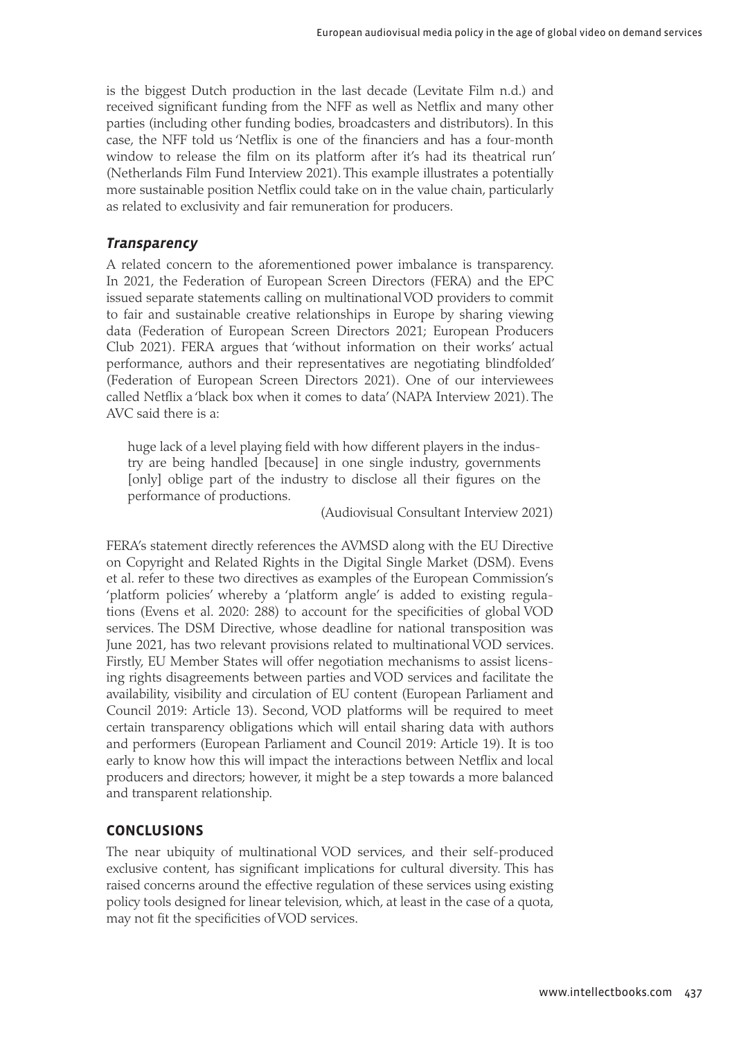is the biggest Dutch production in the last decade (Levitate Film n.d.) and received significant funding from the NFF as well as Netflix and many other parties (including other funding bodies, broadcasters and distributors). In this case, the NFF told us 'Netflix is one of the financiers and has a four-month window to release the film on its platform after it's had its theatrical run' (Netherlands Film Fund Interview 2021). This example illustrates a potentially more sustainable position Netflix could take on in the value chain, particularly as related to exclusivity and fair remuneration for producers.

### *Transparency*

A related concern to the aforementioned power imbalance is transparency. In 2021, the Federation of European Screen Directors (FERA) and the EPC issued separate statements calling on multinational VOD providers to commit to fair and sustainable creative relationships in Europe by sharing viewing data (Federation of European Screen Directors 2021; European Producers Club 2021). FERA argues that 'without information on their works' actual performance, authors and their representatives are negotiating blindfolded' (Federation of European Screen Directors 2021). One of our interviewees called Netflix a 'black box when it comes to data' (NAPA Interview 2021). The AVC said there is a:

> huge lack of a level playing field with how different players in the industry are being handled [because] in one single industry, governments [only] oblige part of the industry to disclose all their figures on the performance of productions.
>
> (Audiovisual Consultant Interview 2021)

FERA's statement directly references the AVMSD along with the EU Directive on Copyright and Related Rights in the Digital Single Market (DSM). Evens et al. refer to these two directives as examples of the European Commission's 'platform policies' whereby a 'platform angle' is added to existing regulations (Evens et al. 2020: 288) to account for the specificities of global VOD services. The DSM Directive, whose deadline for national transposition was June 2021, has two relevant provisions related to multinational VOD services. Firstly, EU Member States will offer negotiation mechanisms to assist licensing rights disagreements between parties and VOD services and facilitate the availability, visibility and circulation of EU content (European Parliament and Council 2019: Article 13). Second, VOD platforms will be required to meet certain transparency obligations which will entail sharing data with authors and performers (European Parliament and Council 2019: Article 19). It is too early to know how this will impact the interactions between Netflix and local producers and directors; however, it might be a step towards a more balanced and transparent relationship.

## CONCLUSIONS

The near ubiquity of multinational VOD services, and their self-produced exclusive content, has significant implications for cultural diversity. This has raised concerns around the effective regulation of these services using existing policy tools designed for linear television, which, at least in the case of a quota, may not fit the specificities of VOD services.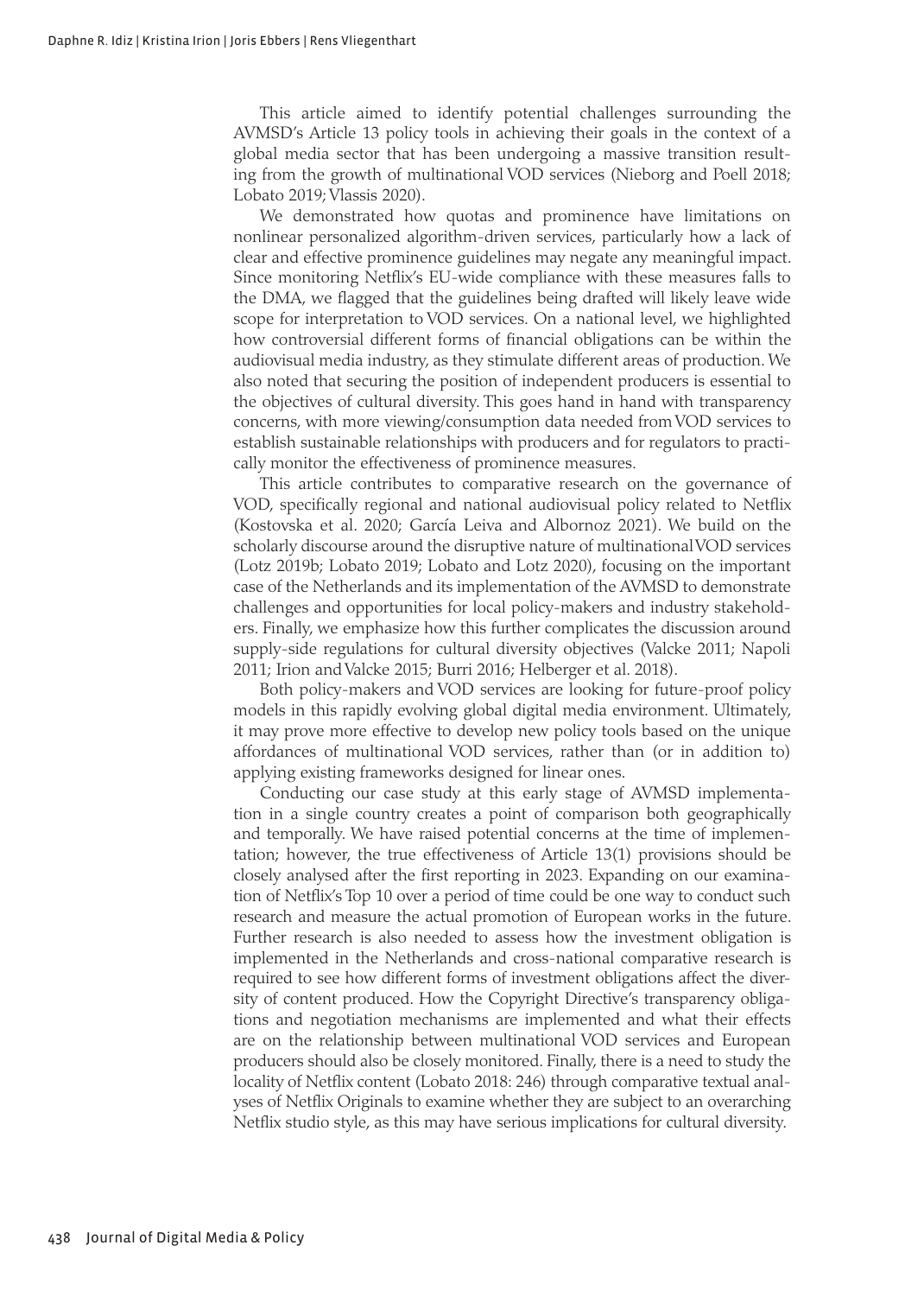This article aimed to identify potential challenges surrounding the AVMSD's Article 13 policy tools in achieving their goals in the context of a global media sector that has been undergoing a massive transition resulting from the growth of multinational VOD services (Nieborg and Poell 2018; Lobato 2019; Vlassis 2020).

We demonstrated how quotas and prominence have limitations on nonlinear personalized algorithm-driven services, particularly how a lack of clear and effective prominence guidelines may negate any meaningful impact. Since monitoring Netflix's EU-wide compliance with these measures falls to the DMA, we flagged that the guidelines being drafted will likely leave wide scope for interpretation to VOD services. On a national level, we highlighted how controversial different forms of financial obligations can be within the audiovisual media industry, as they stimulate different areas of production. We also noted that securing the position of independent producers is essential to the objectives of cultural diversity. This goes hand in hand with transparency concerns, with more viewing/consumption data needed from VOD services to establish sustainable relationships with producers and for regulators to practically monitor the effectiveness of prominence measures.

This article contributes to comparative research on the governance of VOD, specifically regional and national audiovisual policy related to Netflix (Kostovska et al. 2020; García Leiva and Albornoz 2021). We build on the scholarly discourse around the disruptive nature of multinational VOD services (Lotz 2019b; Lobato 2019; Lobato and Lotz 2020), focusing on the important case of the Netherlands and its implementation of the AVMSD to demonstrate challenges and opportunities for local policy-makers and industry stakeholders. Finally, we emphasize how this further complicates the discussion around supply-side regulations for cultural diversity objectives (Valcke 2011; Napoli 2011; Irion and Valcke 2015; Burri 2016; Helberger et al. 2018).

Both policy-makers and VOD services are looking for future-proof policy models in this rapidly evolving global digital media environment. Ultimately, it may prove more effective to develop new policy tools based on the unique affordances of multinational VOD services, rather than (or in addition to) applying existing frameworks designed for linear ones.

Conducting our case study at this early stage of AVMSD implementation in a single country creates a point of comparison both geographically and temporally. We have raised potential concerns at the time of implementation; however, the true effectiveness of Article 13(1) provisions should be closely analysed after the first reporting in 2023. Expanding on our examination of Netflix's Top 10 over a period of time could be one way to conduct such research and measure the actual promotion of European works in the future. Further research is also needed to assess how the investment obligation is implemented in the Netherlands and cross-national comparative research is required to see how different forms of investment obligations affect the diversity of content produced. How the Copyright Directive's transparency obligations and negotiation mechanisms are implemented and what their effects are on the relationship between multinational VOD services and European producers should also be closely monitored. Finally, there is a need to study the locality of Netflix content (Lobato 2018: 246) through comparative textual analyses of Netflix Originals to examine whether they are subject to an overarching Netflix studio style, as this may have serious implications for cultural diversity.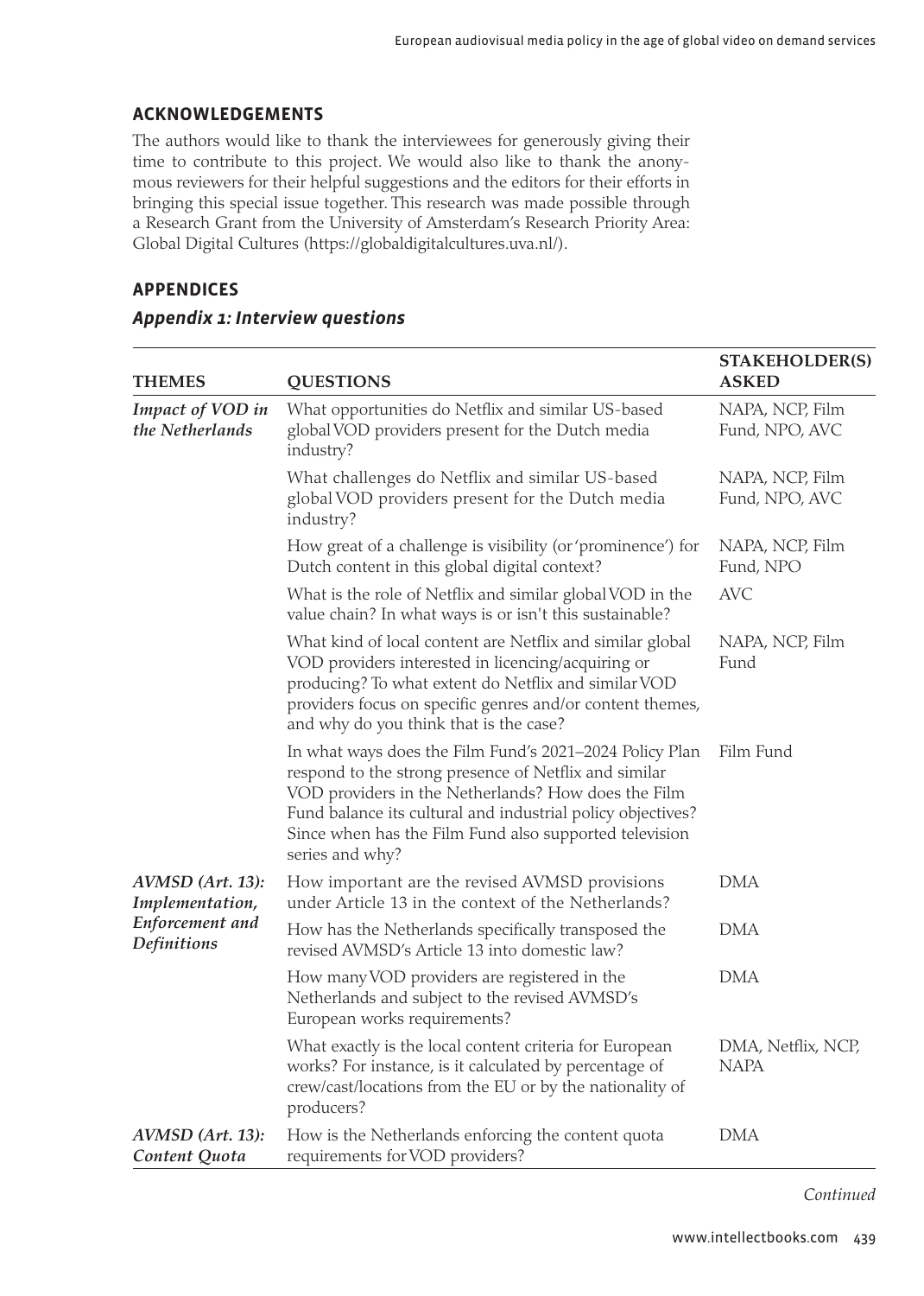## ACKNOWLEDGEMENTS

The authors would like to thank the interviewees for generously giving their time to contribute to this project. We would also like to thank the anonymous reviewers for their helpful suggestions and the editors for their efforts in bringing this special issue together. This research was made possible through a Research Grant from the University of Amsterdam's Research Priority Area: Global Digital Cultures (https://globaldigitalcultures.uva.nl/).

## APPENDICES

### *Appendix 1: Interview questions*

| THEMES | QUESTIONS | STAKEHOLDER(S) ASKED |
|---|---|---|
| *Impact of VOD in the Netherlands* | What opportunities do Netflix and similar US-based global VOD providers present for the Dutch media industry? | NAPA, NCP, Film Fund, NPO, AVC |
| | What challenges do Netflix and similar US-based global VOD providers present for the Dutch media industry? | NAPA, NCP, Film Fund, NPO, AVC |
| | How great of a challenge is visibility (or 'prominence') for Dutch content in this global digital context? | NAPA, NCP, Film Fund, NPO |
| | What is the role of Netflix and similar global VOD in the value chain? In what ways is or isn't this sustainable? | AVC |
| | What kind of local content are Netflix and similar global VOD providers interested in licencing/acquiring or producing? To what extent do Netflix and similar VOD providers focus on specific genres and/or content themes, and why do you think that is the case? | NAPA, NCP, Film Fund |
| | In what ways does the Film Fund's 2021–2024 Policy Plan respond to the strong presence of Netflix and similar VOD providers in the Netherlands? How does the Film Fund balance its cultural and industrial policy objectives? Since when has the Film Fund also supported television series and why? | Film Fund |
| *AVMSD (Art. 13): Implementation, Enforcement and Definitions* | How important are the revised AVMSD provisions under Article 13 in the context of the Netherlands? | DMA |
| | How has the Netherlands specifically transposed the revised AVMSD's Article 13 into domestic law? | DMA |
| | How many VOD providers are registered in the Netherlands and subject to the revised AVMSD's European works requirements? | DMA |
| | What exactly is the local content criteria for European works? For instance, is it calculated by percentage of crew/cast/locations from the EU or by the nationality of producers? | DMA, Netflix, NCP, NAPA |
| *AVMSD (Art. 13): Content Quota* | How is the Netherlands enforcing the content quota requirements for VOD providers? | DMA |

*Continued*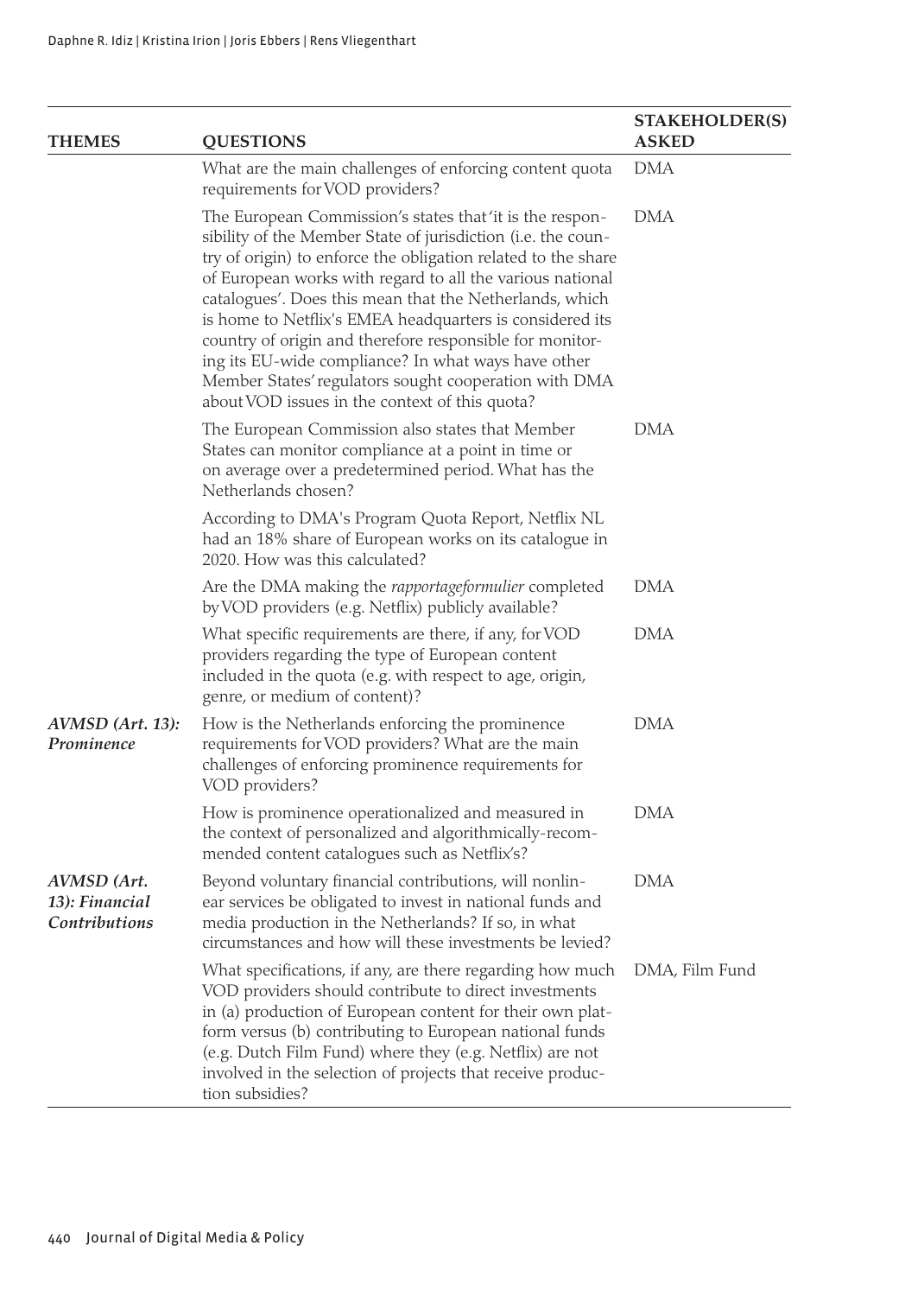| THEMES | QUESTIONS | STAKEHOLDER(S) ASKED |
|---|---|---|
| | What are the main challenges of enforcing content quota requirements for VOD providers? | DMA |
| | The European Commission's states that 'it is the responsibility of the Member State of jurisdiction (i.e. the country of origin) to enforce the obligation related to the share of European works with regard to all the various national catalogues'. Does this mean that the Netherlands, which is home to Netflix's EMEA headquarters is considered its country of origin and therefore responsible for monitoring its EU-wide compliance? In what ways have other Member States' regulators sought cooperation with DMA about VOD issues in the context of this quota? | DMA |
| | The European Commission also states that Member States can monitor compliance at a point in time or on average over a predetermined period. What has the Netherlands chosen? | DMA |
| | According to DMA's Program Quota Report, Netflix NL had an 18% share of European works on its catalogue in 2020. How was this calculated? | |
| | Are the DMA making the *rapportageformulier* completed by VOD providers (e.g. Netflix) publicly available? | DMA |
| | What specific requirements are there, if any, for VOD providers regarding the type of European content included in the quota (e.g. with respect to age, origin, genre, or medium of content)? | DMA |
| ***AVMSD (Art. 13): Prominence*** | How is the Netherlands enforcing the prominence requirements for VOD providers? What are the main challenges of enforcing prominence requirements for VOD providers? | DMA |
| | How is prominence operationalized and measured in the context of personalized and algorithmically-recommended content catalogues such as Netflix's? | DMA |
| ***AVMSD (Art. 13): Financial Contributions*** | Beyond voluntary financial contributions, will nonlinear services be obligated to invest in national funds and media production in the Netherlands? If so, in what circumstances and how will these investments be levied? | DMA |
| | What specifications, if any, are there regarding how much VOD providers should contribute to direct investments in (a) production of European content for their own platform versus (b) contributing to European national funds (e.g. Dutch Film Fund) where they (e.g. Netflix) are not involved in the selection of projects that receive production subsidies? | DMA, Film Fund |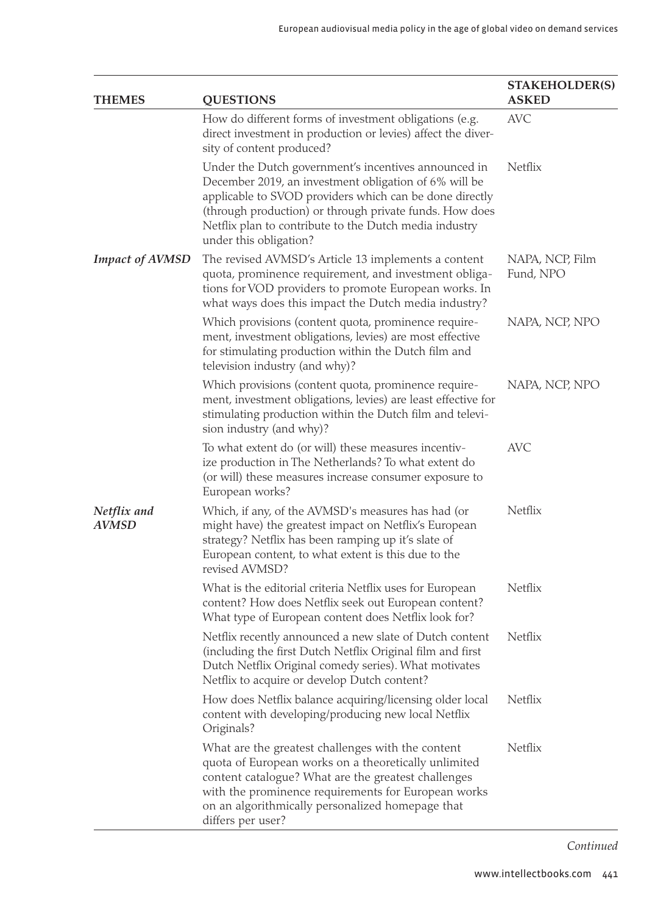| THEMES | QUESTIONS | STAKEHOLDER(S) ASKED |
|---|---|---|
| | How do different forms of investment obligations (e.g. direct investment in production or levies) affect the diversity of content produced? | AVC |
| | Under the Dutch government's incentives announced in December 2019, an investment obligation of 6% will be applicable to SVOD providers which can be done directly (through production) or through private funds. How does Netflix plan to contribute to the Dutch media industry under this obligation? | Netflix |
| ***Impact of AVMSD*** | The revised AVMSD's Article 13 implements a content quota, prominence requirement, and investment obligations for VOD providers to promote European works. In what ways does this impact the Dutch media industry? | NAPA, NCP, Film Fund, NPO |
| | Which provisions (content quota, prominence requirement, investment obligations, levies) are most effective for stimulating production within the Dutch film and television industry (and why)? | NAPA, NCP, NPO |
| | Which provisions (content quota, prominence requirement, investment obligations, levies) are least effective for stimulating production within the Dutch film and television industry (and why)? | NAPA, NCP, NPO |
| | To what extent do (or will) these measures incentivize production in The Netherlands? To what extent do (or will) these measures increase consumer exposure to European works? | AVC |
| ***Netflix and AVMSD*** | Which, if any, of the AVMSD's measures has had (or might have) the greatest impact on Netflix's European strategy? Netflix has been ramping up it's slate of European content, to what extent is this due to the revised AVMSD? | Netflix |
| | What is the editorial criteria Netflix uses for European content? How does Netflix seek out European content? What type of European content does Netflix look for? | Netflix |
| | Netflix recently announced a new slate of Dutch content (including the first Dutch Netflix Original film and first Dutch Netflix Original comedy series). What motivates Netflix to acquire or develop Dutch content? | Netflix |
| | How does Netflix balance acquiring/licensing older local content with developing/producing new local Netflix Originals? | Netflix |
| | What are the greatest challenges with the content quota of European works on a theoretically unlimited content catalogue? What are the greatest challenges with the prominence requirements for European works on an algorithmically personalized homepage that differs per user? | Netflix |

*Continued*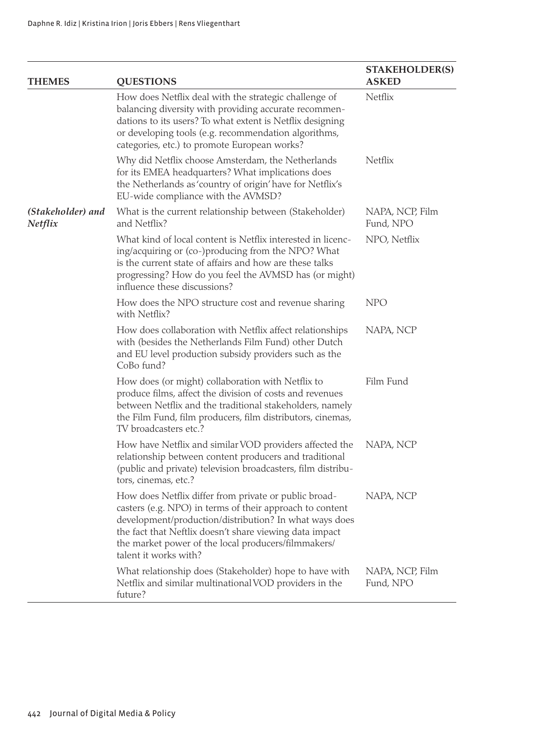| THEMES | QUESTIONS | STAKEHOLDER(S) ASKED |
| --- | --- | --- |
| | How does Netflix deal with the strategic challenge of balancing diversity with providing accurate recommendations to its users? To what extent is Netflix designing or developing tools (e.g. recommendation algorithms, categories, etc.) to promote European works? | Netflix |
| | Why did Netflix choose Amsterdam, the Netherlands for its EMEA headquarters? What implications does the Netherlands as 'country of origin' have for Netflix's EU-wide compliance with the AVMSD? | Netflix |
| *(Stakeholder) and Netflix* | What is the current relationship between (Stakeholder) and Netflix? | NAPA, NCP, Film Fund, NPO |
| | What kind of local content is Netflix interested in licencing/acquiring or (co-)producing from the NPO? What is the current state of affairs and how are these talks progressing? How do you feel the AVMSD has (or might) influence these discussions? | NPO, Netflix |
| | How does the NPO structure cost and revenue sharing with Netflix? | NPO |
| | How does collaboration with Netflix affect relationships with (besides the Netherlands Film Fund) other Dutch and EU level production subsidy providers such as the CoBo fund? | NAPA, NCP |
| | How does (or might) collaboration with Netflix to produce films, affect the division of costs and revenues between Netflix and the traditional stakeholders, namely the Film Fund, film producers, film distributors, cinemas, TV broadcasters etc.? | Film Fund |
| | How have Netflix and similar VOD providers affected the relationship between content producers and traditional (public and private) television broadcasters, film distributors, cinemas, etc.? | NAPA, NCP |
| | How does Netflix differ from private or public broadcasters (e.g. NPO) in terms of their approach to content development/production/distribution? In what ways does the fact that Neftlix doesn't share viewing data impact the market power of the local producers/filmmakers/talent it works with? | NAPA, NCP |
| | What relationship does (Stakeholder) hope to have with Netflix and similar multinational VOD providers in the future? | NAPA, NCP, Film Fund, NPO |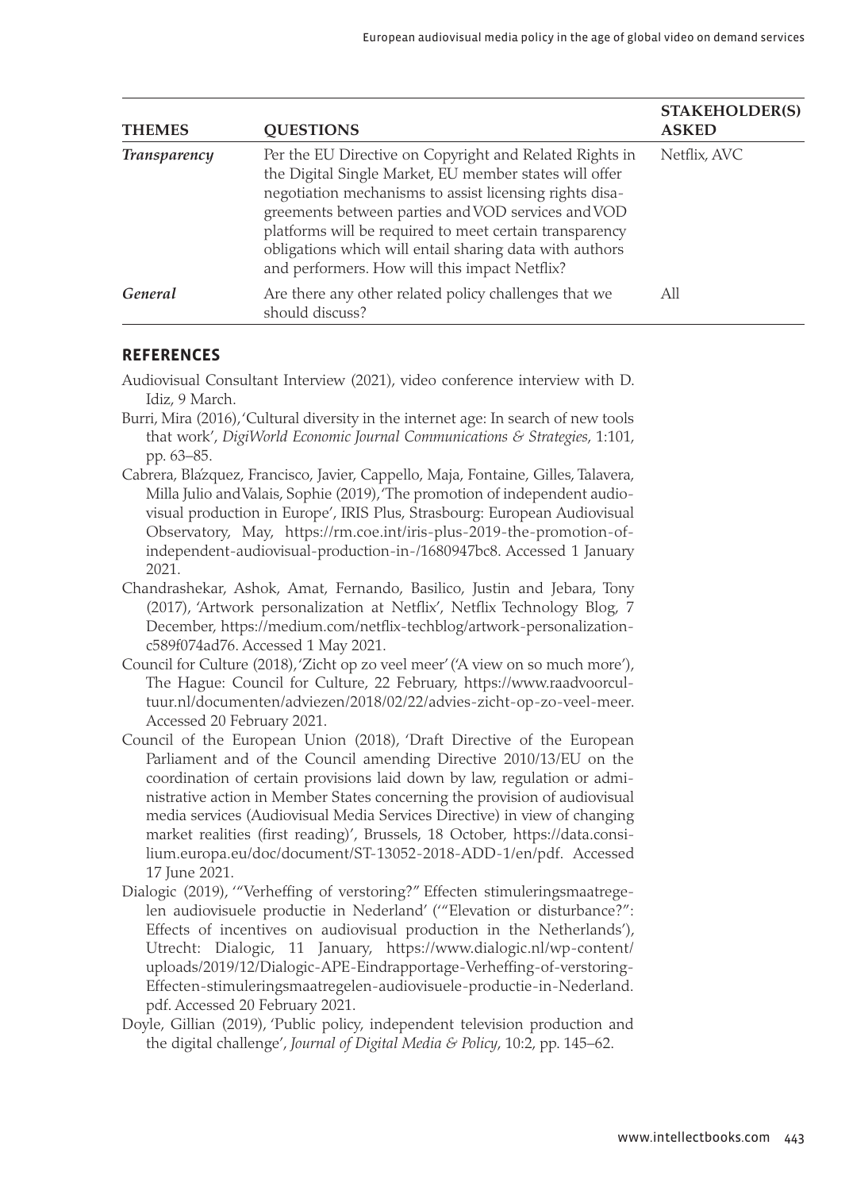| THEMES | QUESTIONS | STAKEHOLDER(S) ASKED |
|---|---|---|
| *Transparency* | Per the EU Directive on Copyright and Related Rights in the Digital Single Market, EU member states will offer negotiation mechanisms to assist licensing rights disagreements between parties and VOD services and VOD platforms will be required to meet certain transparency obligations which will entail sharing data with authors and performers. How will this impact Netflix? | Netflix, AVC |
| *General* | Are there any other related policy challenges that we should discuss? | All |

## REFERENCES

Audiovisual Consultant Interview (2021), video conference interview with D. Idiz, 9 March.

Burri, Mira (2016), 'Cultural diversity in the internet age: In search of new tools that work', *DigiWorld Economic Journal Communications & Strategies*, 1:101, pp. 63–85.

Cabrera, Blázquez, Francisco, Javier, Cappello, Maja, Fontaine, Gilles, Talavera, Milla Julio and Valais, Sophie (2019), 'The promotion of independent audiovisual production in Europe', IRIS Plus, Strasbourg: European Audiovisual Observatory, May, https://rm.coe.int/iris-plus-2019-the-promotion-of-independent-audiovisual-production-in-/1680947bc8. Accessed 1 January 2021.

Chandrashekar, Ashok, Amat, Fernando, Basilico, Justin and Jebara, Tony (2017), 'Artwork personalization at Netflix', Netflix Technology Blog, 7 December, https://medium.com/netflix-techblog/artwork-personalization-c589f074ad76. Accessed 1 May 2021.

Council for Culture (2018), 'Zicht op zo veel meer' ('A view on so much more'), The Hague: Council for Culture, 22 February, https://www.raadvoorcultuur.nl/documenten/adviezen/2018/02/22/advies-zicht-op-zo-veel-meer. Accessed 20 February 2021.

Council of the European Union (2018), 'Draft Directive of the European Parliament and of the Council amending Directive 2010/13/EU on the coordination of certain provisions laid down by law, regulation or administrative action in Member States concerning the provision of audiovisual media services (Audiovisual Media Services Directive) in view of changing market realities (first reading)', Brussels, 18 October, https://data.consilium.europa.eu/doc/document/ST-13052-2018-ADD-1/en/pdf. Accessed 17 June 2021.

Dialogic (2019), '"Verheffing of verstoring?" Effecten stimuleringsmaatregelen audiovisuele productie in Nederland' ('"Elevation or disturbance?": Effects of incentives on audiovisual production in the Netherlands'), Utrecht: Dialogic, 11 January, https://www.dialogic.nl/wp-content/uploads/2019/12/Dialogic-APE-Eindrapportage-Verheffing-of-verstoring-Effecten-stimuleringsmaatregelen-audiovisuele-productie-in-Nederland.pdf. Accessed 20 February 2021.

Doyle, Gillian (2019), 'Public policy, independent television production and the digital challenge', *Journal of Digital Media & Policy*, 10:2, pp. 145–62.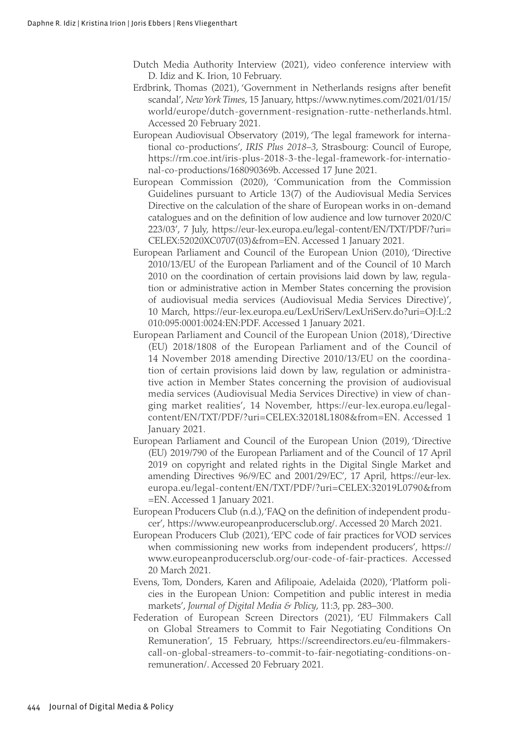Dutch Media Authority Interview (2021), video conference interview with D. Idiz and K. Irion, 10 February.

Erdbrink, Thomas (2021), 'Government in Netherlands resigns after benefit scandal', *New York Times*, 15 January, https://www.nytimes.com/2021/01/15/world/europe/dutch-government-resignation-rutte-netherlands.html. Accessed 20 February 2021.

European Audiovisual Observatory (2019), 'The legal framework for international co-productions', *IRIS Plus 2018–3*, Strasbourg: Council of Europe, https://rm.coe.int/iris-plus-2018-3-the-legal-framework-for-international-co-productions/168090369b. Accessed 17 June 2021.

European Commission (2020), 'Communication from the Commission Guidelines pursuant to Article 13(7) of the Audiovisual Media Services Directive on the calculation of the share of European works in on-demand catalogues and on the definition of low audience and low turnover 2020/C 223/03', 7 July, https://eur-lex.europa.eu/legal-content/EN/TXT/PDF/?uri=CELEX:52020XC0707(03)&from=EN. Accessed 1 January 2021.

European Parliament and Council of the European Union (2010), 'Directive 2010/13/EU of the European Parliament and of the Council of 10 March 2010 on the coordination of certain provisions laid down by law, regulation or administrative action in Member States concerning the provision of audiovisual media services (Audiovisual Media Services Directive)', 10 March, https://eur-lex.europa.eu/LexUriServ/LexUriServ.do?uri=OJ:L:2010:095:0001:0024:EN:PDF. Accessed 1 January 2021.

European Parliament and Council of the European Union (2018), 'Directive (EU) 2018/1808 of the European Parliament and of the Council of 14 November 2018 amending Directive 2010/13/EU on the coordination of certain provisions laid down by law, regulation or administrative action in Member States concerning the provision of audiovisual media services (Audiovisual Media Services Directive) in view of changing market realities', 14 November, https://eur-lex.europa.eu/legal-content/EN/TXT/PDF/?uri=CELEX:32018L1808&from=EN. Accessed 1 January 2021.

European Parliament and Council of the European Union (2019), 'Directive (EU) 2019/790 of the European Parliament and of the Council of 17 April 2019 on copyright and related rights in the Digital Single Market and amending Directives 96/9/EC and 2001/29/EC', 17 April, https://eur-lex.europa.eu/legal-content/EN/TXT/PDF/?uri=CELEX:32019L0790&from=EN. Accessed 1 January 2021.

European Producers Club (n.d.), 'FAQ on the definition of independent producer', https://www.europeanproducersclub.org/. Accessed 20 March 2021.

European Producers Club (2021), 'EPC code of fair practices for VOD services when commissioning new works from independent producers', https://www.europeanproducersclub.org/our-code-of-fair-practices. Accessed 20 March 2021.

Evens, Tom, Donders, Karen and Afilipoaie, Adelaida (2020), 'Platform policies in the European Union: Competition and public interest in media markets', *Journal of Digital Media & Policy*, 11:3, pp. 283–300.

Federation of European Screen Directors (2021), 'EU Filmmakers Call on Global Streamers to Commit to Fair Negotiating Conditions On Remuneration', 15 February, https://screendirectors.eu/eu-filmmakers-call-on-global-streamers-to-commit-to-fair-negotiating-conditions-on-remuneration/. Accessed 20 February 2021.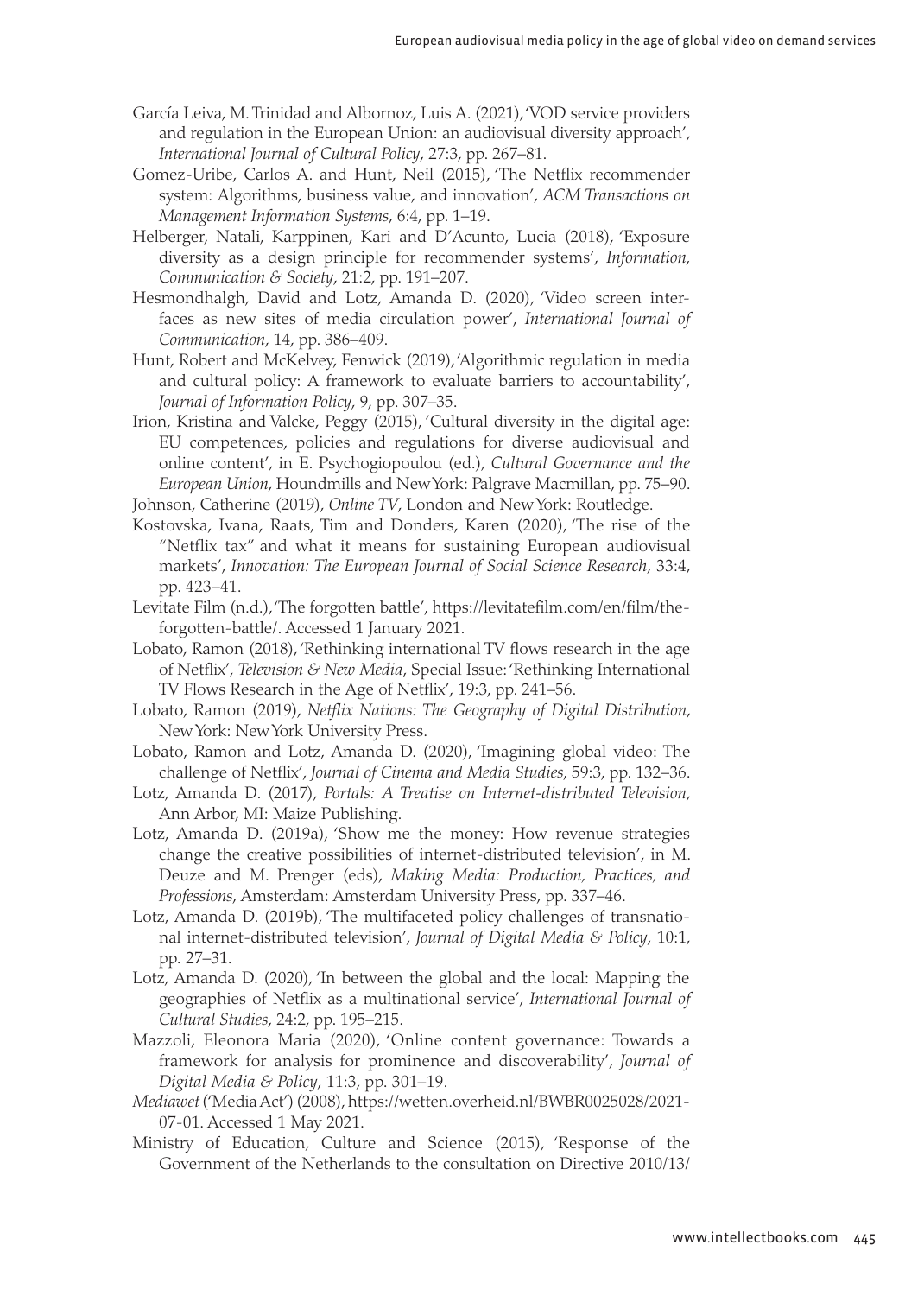García Leiva, M. Trinidad and Albornoz, Luis A. (2021), 'VOD service providers and regulation in the European Union: an audiovisual diversity approach', *International Journal of Cultural Policy*, 27:3, pp. 267–81.

Gomez-Uribe, Carlos A. and Hunt, Neil (2015), 'The Netflix recommender system: Algorithms, business value, and innovation', *ACM Transactions on Management Information Systems*, 6:4, pp. 1–19.

Helberger, Natali, Karppinen, Kari and D'Acunto, Lucia (2018), 'Exposure diversity as a design principle for recommender systems', *Information, Communication & Society*, 21:2, pp. 191–207.

Hesmondhalgh, David and Lotz, Amanda D. (2020), 'Video screen interfaces as new sites of media circulation power', *International Journal of Communication*, 14, pp. 386–409.

Hunt, Robert and McKelvey, Fenwick (2019), 'Algorithmic regulation in media and cultural policy: A framework to evaluate barriers to accountability', *Journal of Information Policy*, 9, pp. 307–35.

Irion, Kristina and Valcke, Peggy (2015), 'Cultural diversity in the digital age: EU competences, policies and regulations for diverse audiovisual and online content', in E. Psychogiopoulou (ed.), *Cultural Governance and the European Union*, Houndmills and New York: Palgrave Macmillan, pp. 75–90.

Johnson, Catherine (2019), *Online TV*, London and New York: Routledge.

Kostovska, Ivana, Raats, Tim and Donders, Karen (2020), 'The rise of the "Netflix tax" and what it means for sustaining European audiovisual markets', *Innovation: The European Journal of Social Science Research*, 33:4, pp. 423–41.

Levitate Film (n.d.), 'The forgotten battle', https://levitatefilm.com/en/film/the-forgotten-battle/. Accessed 1 January 2021.

Lobato, Ramon (2018), 'Rethinking international TV flows research in the age of Netflix', *Television & New Media*, Special Issue: 'Rethinking International TV Flows Research in the Age of Netflix', 19:3, pp. 241–56.

Lobato, Ramon (2019), *Netflix Nations: The Geography of Digital Distribution*, New York: New York University Press.

Lobato, Ramon and Lotz, Amanda D. (2020), 'Imagining global video: The challenge of Netflix', *Journal of Cinema and Media Studies*, 59:3, pp. 132–36.

Lotz, Amanda D. (2017), *Portals: A Treatise on Internet-distributed Television*, Ann Arbor, MI: Maize Publishing.

Lotz, Amanda D. (2019a), 'Show me the money: How revenue strategies change the creative possibilities of internet-distributed television', in M. Deuze and M. Prenger (eds), *Making Media: Production, Practices, and Professions*, Amsterdam: Amsterdam University Press, pp. 337–46.

Lotz, Amanda D. (2019b), 'The multifaceted policy challenges of transnational internet-distributed television', *Journal of Digital Media & Policy*, 10:1, pp. 27–31.

Lotz, Amanda D. (2020), 'In between the global and the local: Mapping the geographies of Netflix as a multinational service', *International Journal of Cultural Studies*, 24:2, pp. 195–215.

Mazzoli, Eleonora Maria (2020), 'Online content governance: Towards a framework for analysis for prominence and discoverability', *Journal of Digital Media & Policy*, 11:3, pp. 301–19.

*Mediawet* ('Media Act') (2008), https://wetten.overheid.nl/BWBR0025028/2021-07-01. Accessed 1 May 2021.

Ministry of Education, Culture and Science (2015), 'Response of the Government of the Netherlands to the consultation on Directive 2010/13/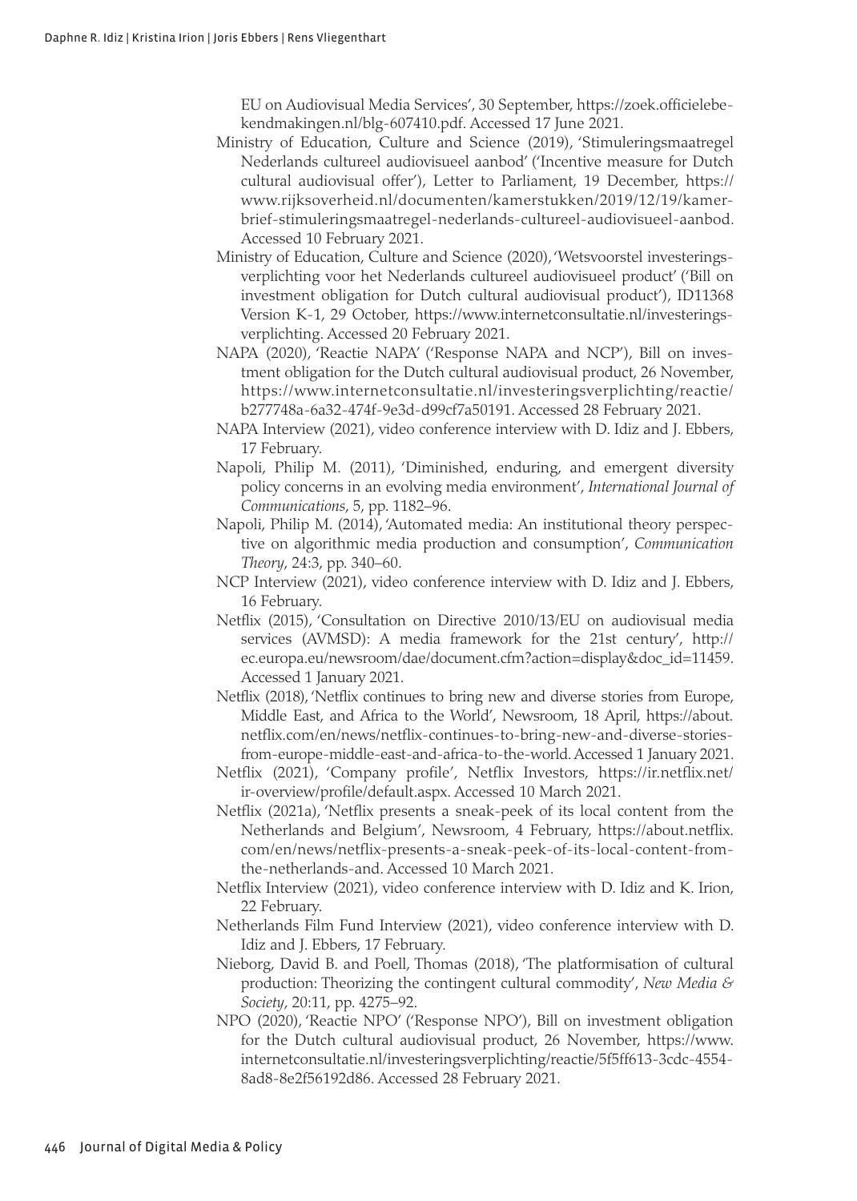EU on Audiovisual Media Services', 30 September, https://zoek.officielebekendmakingen.nl/blg-607410.pdf. Accessed 17 June 2021.

Ministry of Education, Culture and Science (2019), 'Stimuleringsmaatregel Nederlands cultureel audiovisueel aanbod' ('Incentive measure for Dutch cultural audiovisual offer'), Letter to Parliament, 19 December, https://www.rijksoverheid.nl/documenten/kamerstukken/2019/12/19/kamerbrief-stimuleringsmaatregel-nederlands-cultureel-audiovisueel-aanbod. Accessed 10 February 2021.

Ministry of Education, Culture and Science (2020), 'Wetsvoorstel investeringsverplichting voor het Nederlands cultureel audiovisueel product' ('Bill on investment obligation for Dutch cultural audiovisual product'), ID11368 Version K-1, 29 October, https://www.internetconsultatie.nl/investeringsverplichting. Accessed 20 February 2021.

NAPA (2020), 'Reactie NAPA' ('Response NAPA and NCP'), Bill on investment obligation for the Dutch cultural audiovisual product, 26 November, https://www.internetconsultatie.nl/investeringsverplichting/reactie/b277748a-6a32-474f-9e3d-d99cf7a50191. Accessed 28 February 2021.

NAPA Interview (2021), video conference interview with D. Idiz and J. Ebbers, 17 February.

Napoli, Philip M. (2011), 'Diminished, enduring, and emergent diversity policy concerns in an evolving media environment', *International Journal of Communications*, 5, pp. 1182–96.

Napoli, Philip M. (2014), 'Automated media: An institutional theory perspective on algorithmic media production and consumption', *Communication Theory*, 24:3, pp. 340–60.

NCP Interview (2021), video conference interview with D. Idiz and J. Ebbers, 16 February.

Netflix (2015), 'Consultation on Directive 2010/13/EU on audiovisual media services (AVMSD): A media framework for the 21st century', http://ec.europa.eu/newsroom/dae/document.cfm?action=display&doc_id=11459. Accessed 1 January 2021.

Netflix (2018), 'Netflix continues to bring new and diverse stories from Europe, Middle East, and Africa to the World', Newsroom, 18 April, https://about.netflix.com/en/news/netflix-continues-to-bring-new-and-diverse-stories-from-europe-middle-east-and-africa-to-the-world. Accessed 1 January 2021.

Netflix (2021), 'Company profile', Netflix Investors, https://ir.netflix.net/ir-overview/profile/default.aspx. Accessed 10 March 2021.

Netflix (2021a), 'Netflix presents a sneak-peek of its local content from the Netherlands and Belgium', Newsroom, 4 February, https://about.netflix.com/en/news/netflix-presents-a-sneak-peek-of-its-local-content-from-the-netherlands-and. Accessed 10 March 2021.

Netflix Interview (2021), video conference interview with D. Idiz and K. Irion, 22 February.

Netherlands Film Fund Interview (2021), video conference interview with D. Idiz and J. Ebbers, 17 February.

Nieborg, David B. and Poell, Thomas (2018), 'The platformisation of cultural production: Theorizing the contingent cultural commodity', *New Media & Society*, 20:11, pp. 4275–92.

NPO (2020), 'Reactie NPO' ('Response NPO'), Bill on investment obligation for the Dutch cultural audiovisual product, 26 November, https://www.internetconsultatie.nl/investeringsverplichting/reactie/5f5ff613-3cdc-4554-8ad8-8e2f56192d86. Accessed 28 February 2021.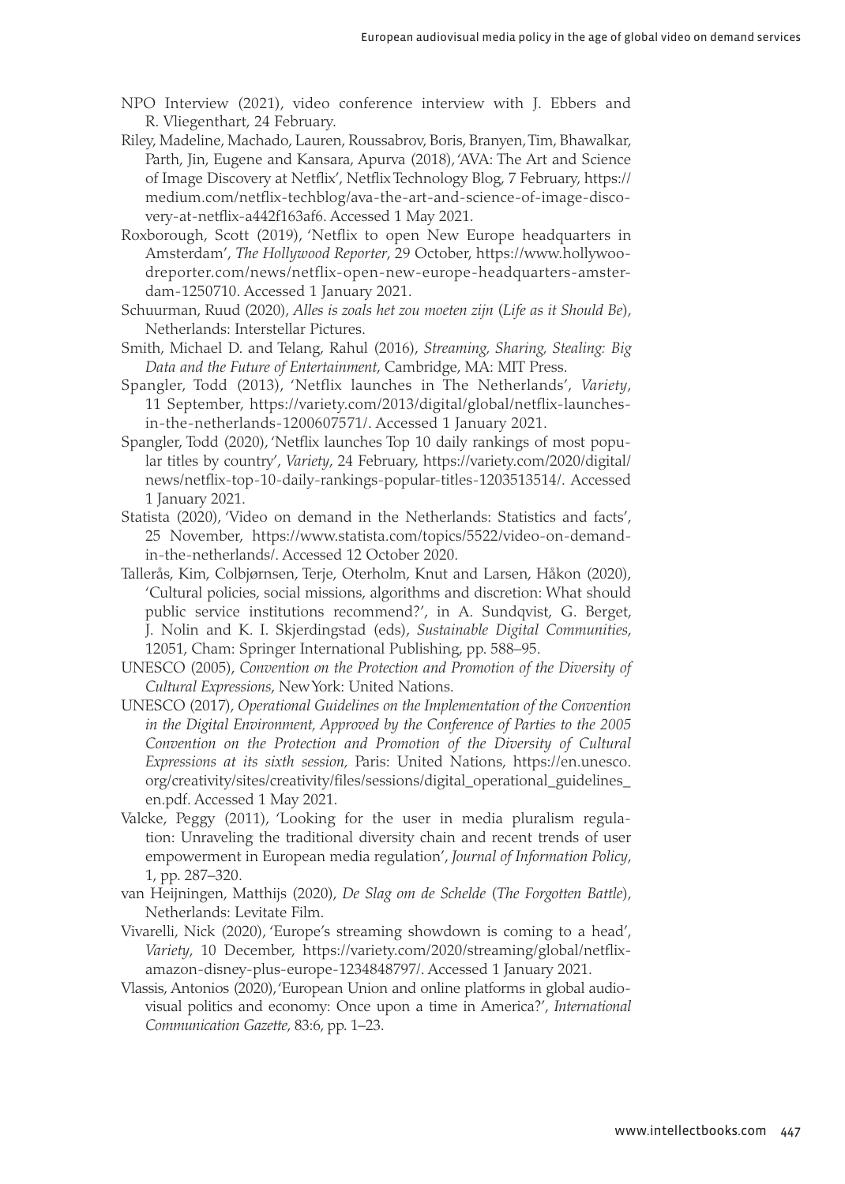NPO Interview (2021), video conference interview with J. Ebbers and R. Vliegenthart, 24 February.

Riley, Madeline, Machado, Lauren, Roussabrov, Boris, Branyen, Tim, Bhawalkar, Parth, Jin, Eugene and Kansara, Apurva (2018), 'AVA: The Art and Science of Image Discovery at Netflix', Netflix Technology Blog, 7 February, https://medium.com/netflix-techblog/ava-the-art-and-science-of-image-discovery-at-netflix-a442f163af6. Accessed 1 May 2021.

Roxborough, Scott (2019), 'Netflix to open New Europe headquarters in Amsterdam', *The Hollywood Reporter*, 29 October, https://www.hollywoodreporter.com/news/netflix-open-new-europe-headquarters-amsterdam-1250710. Accessed 1 January 2021.

Schuurman, Ruud (2020), *Alles is zoals het zou moeten zijn* (*Life as it Should Be*), Netherlands: Interstellar Pictures.

Smith, Michael D. and Telang, Rahul (2016), *Streaming, Sharing, Stealing: Big Data and the Future of Entertainment*, Cambridge, MA: MIT Press.

Spangler, Todd (2013), 'Netflix launches in The Netherlands', *Variety*, 11 September, https://variety.com/2013/digital/global/netflix-launches-in-the-netherlands-1200607571/. Accessed 1 January 2021.

Spangler, Todd (2020), 'Netflix launches Top 10 daily rankings of most popular titles by country', *Variety*, 24 February, https://variety.com/2020/digital/news/netflix-top-10-daily-rankings-popular-titles-1203513514/. Accessed 1 January 2021.

Statista (2020), 'Video on demand in the Netherlands: Statistics and facts', 25 November, https://www.statista.com/topics/5522/video-on-demand-in-the-netherlands/. Accessed 12 October 2020.

Tallerås, Kim, Colbjørnsen, Terje, Oterholm, Knut and Larsen, Håkon (2020), 'Cultural policies, social missions, algorithms and discretion: What should public service institutions recommend?', in A. Sundqvist, G. Berget, J. Nolin and K. I. Skjerdingstad (eds), *Sustainable Digital Communities*, 12051, Cham: Springer International Publishing, pp. 588–95.

UNESCO (2005), *Convention on the Protection and Promotion of the Diversity of Cultural Expressions*, New York: United Nations.

UNESCO (2017), *Operational Guidelines on the Implementation of the Convention in the Digital Environment, Approved by the Conference of Parties to the 2005 Convention on the Protection and Promotion of the Diversity of Cultural Expressions at its sixth session,* Paris: United Nations, https://en.unesco.org/creativity/sites/creativity/files/sessions/digital_operational_guidelines_en.pdf. Accessed 1 May 2021.

Valcke, Peggy (2011), 'Looking for the user in media pluralism regulation: Unraveling the traditional diversity chain and recent trends of user empowerment in European media regulation', *Journal of Information Policy*, 1, pp. 287–320.

van Heijningen, Matthijs (2020), *De Slag om de Schelde* (*The Forgotten Battle*), Netherlands: Levitate Film.

Vivarelli, Nick (2020), 'Europe's streaming showdown is coming to a head', *Variety*, 10 December, https://variety.com/2020/streaming/global/netflix-amazon-disney-plus-europe-1234848797/. Accessed 1 January 2021.

Vlassis, Antonios (2020), 'European Union and online platforms in global audiovisual politics and economy: Once upon a time in America?', *International Communication Gazette*, 83:6, pp. 1–23.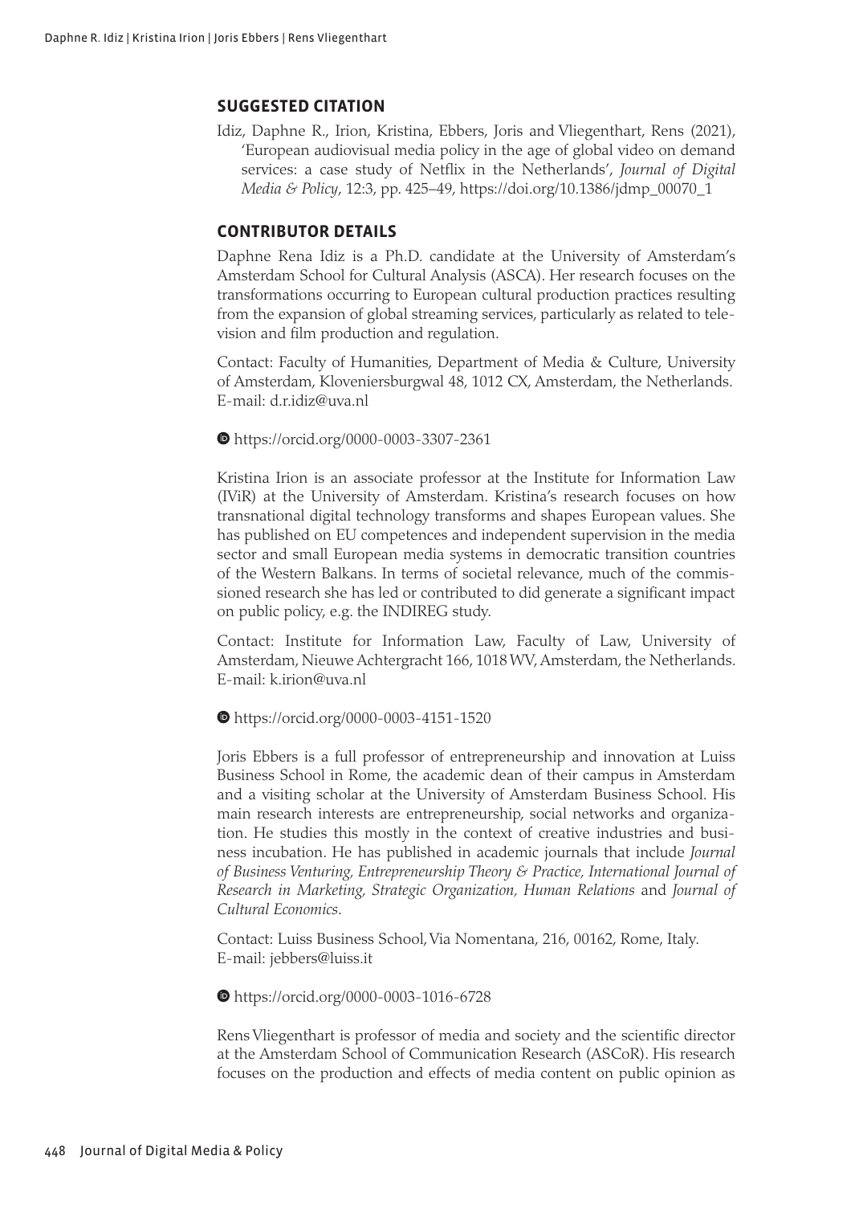## SUGGESTED CITATION

Idiz, Daphne R., Irion, Kristina, Ebbers, Joris and Vliegenthart, Rens (2021), 'European audiovisual media policy in the age of global video on demand services: a case study of Netflix in the Netherlands', *Journal of Digital Media & Policy*, 12:3, pp. 425–49, https://doi.org/10.1386/jdmp_00070_1

## CONTRIBUTOR DETAILS

Daphne Rena Idiz is a Ph.D. candidate at the University of Amsterdam's Amsterdam School for Cultural Analysis (ASCA). Her research focuses on the transformations occurring to European cultural production practices resulting from the expansion of global streaming services, particularly as related to television and film production and regulation.

Contact: Faculty of Humanities, Department of Media & Culture, University of Amsterdam, Kloveniersburgwal 48, 1012 CX, Amsterdam, the Netherlands.
E-mail: d.r.idiz@uva.nl

https://orcid.org/0000-0003-3307-2361

Kristina Irion is an associate professor at the Institute for Information Law (IViR) at the University of Amsterdam. Kristina's research focuses on how transnational digital technology transforms and shapes European values. She has published on EU competences and independent supervision in the media sector and small European media systems in democratic transition countries of the Western Balkans. In terms of societal relevance, much of the commissioned research she has led or contributed to did generate a significant impact on public policy, e.g. the INDIREG study.

Contact: Institute for Information Law, Faculty of Law, University of Amsterdam, Nieuwe Achtergracht 166, 1018 WV, Amsterdam, the Netherlands.
E-mail: k.irion@uva.nl

https://orcid.org/0000-0003-4151-1520

Joris Ebbers is a full professor of entrepreneurship and innovation at Luiss Business School in Rome, the academic dean of their campus in Amsterdam and a visiting scholar at the University of Amsterdam Business School. His main research interests are entrepreneurship, social networks and organization. He studies this mostly in the context of creative industries and business incubation. He has published in academic journals that include *Journal of Business Venturing, Entrepreneurship Theory & Practice, International Journal of Research in Marketing, Strategic Organization, Human Relations* and *Journal of Cultural Economics*.

Contact: Luiss Business School, Via Nomentana, 216, 00162, Rome, Italy.
E-mail: jebbers@luiss.it

https://orcid.org/0000-0003-1016-6728

Rens Vliegenthart is professor of media and society and the scientific director at the Amsterdam School of Communication Research (ASCoR). His research focuses on the production and effects of media content on public opinion as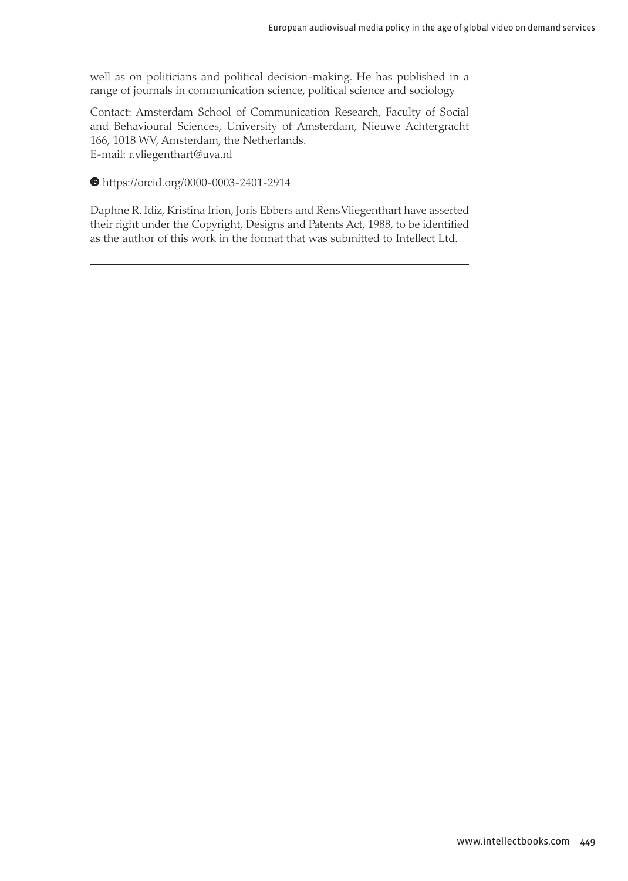well as on politicians and political decision-making. He has published in a range of journals in communication science, political science and sociology

Contact: Amsterdam School of Communication Research, Faculty of Social and Behavioural Sciences, University of Amsterdam, Nieuwe Achtergracht 166, 1018 WV, Amsterdam, the Netherlands.
E-mail: r.vliegenthart@uva.nl

https://orcid.org/0000-0003-2401-2914

Daphne R. Idiz, Kristina Irion, Joris Ebbers and Rens Vliegenthart have asserted their right under the Copyright, Designs and Patents Act, 1988, to be identified as the author of this work in the format that was submitted to Intellect Ltd.